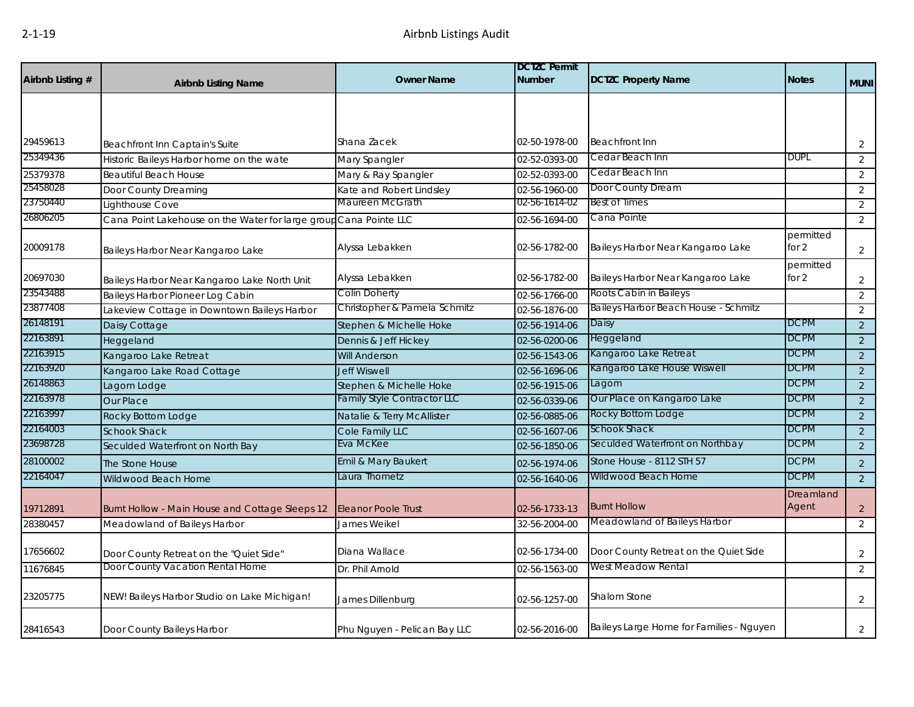2-1-19

# Airbnb Listings Audit

| Airbnb Listing # | Airbnb Listing Name | Owner Name | DCTZC Permit Number | DCTZC Property Name | Notes | MUNI |
|---|---|---|---|---|---|---|
| 29459613 | Beachfront Inn Captain's Suite | Shana Zacek | 02-50-1978-00 | Beachfront Inn | | 2 |
| 25349436 | Historic Baileys Harbor home on the wate | Mary Spangler | 02-52-0393-00 | Cedar Beach Inn | DUPL | 2 |
| 25379378 | Beautiful Beach House | Mary & Ray Spangler | 02-52-0393-00 | Cedar Beach Inn | | 2 |
| 25458028 | Door County Dreaming | Kate and Robert Lindsley | 02-56-1960-00 | Door County Dream | | 2 |
| 23750440 | Lighthouse Cove | Maureen McGrath | 02-56-1614-02 | Best of Times | | 2 |
| 26806205 | Cana Point Lakehouse on the Water for large group | Cana Pointe LLC | 02-56-1694-00 | Cana Pointe | | 2 |
| 20009178 | Baileys Harbor Near Kangaroo Lake | Alyssa Lebakken | 02-56-1782-00 | Baileys Harbor Near Kangaroo Lake | permitted for 2 | 2 |
| 20697030 | Baileys Harbor Near Kangaroo Lake North Unit | Alyssa Lebakken | 02-56-1782-00 | Baileys Harbor Near Kangaroo Lake | permitted for 2 | 2 |
| 23543488 | Baileys Harbor Pioneer Log Cabin | Colin Doherty | 02-56-1766-00 | Roots Cabin in Baileys | | 2 |
| 23877408 | Lakeview Cottage in Downtown Baileys Harbor | Christopher & Pamela Schmitz | 02-56-1876-00 | Baileys Harbor Beach House - Schmitz | | 2 |
| 26148191 | Daisy Cottage | Stephen & Michelle Hoke | 02-56-1914-06 | Daisy | DCPM | 2 |
| 22163891 | Heggeland | Dennis & Jeff Hickey | 02-56-0200-06 | Heggeland | DCPM | 2 |
| 22163915 | Kangaroo Lake Retreat | Will Anderson | 02-56-1543-06 | Kangaroo Lake Retreat | DCPM | 2 |
| 22163920 | Kangaroo Lake Road Cottage | Jeff Wiswell | 02-56-1696-06 | Kangaroo Lake House Wiswell | DCPM | 2 |
| 26148863 | Lagom Lodge | Stephen & Michelle Hoke | 02-56-1915-06 | Lagom | DCPM | 2 |
| 22163978 | Our Place | Family Style Contractor LLC | 02-56-0339-06 | Our Place on Kangaroo Lake | DCPM | 2 |
| 22163997 | Rocky Bottom Lodge | Natalie & Terry McAllister | 02-56-0885-06 | Rocky Bottom Lodge | DCPM | 2 |
| 22164003 | Schook Shack | Cole Family LLC | 02-56-1607-06 | Schook Shack | DCPM | 2 |
| 23698728 | Seculded Waterfront on North Bay | Eva McKee | 02-56-1850-06 | Seculded Waterfront on Northbay | DCPM | 2 |
| 28100002 | The Stone House | Emil & Mary Baukert | 02-56-1974-06 | Stone House - 8112 STH 57 | DCPM | 2 |
| 22164047 | Wildwood Beach Home | Laura Thometz | 02-56-1640-06 | Wildwood Beach Home | DCPM | 2 |
| 19712891 | Burnt Hollow - Main House and Cottage Sleeps 12 | Eleanor Poole Trust | 02-56-1733-13 | Burnt Hollow | Dreamland Agent | 2 |
| 28380457 | Meadowland of Baileys Harbor | James Weikel | 32-56-2004-00 | Meadowland of Baileys Harbor | | 2 |
| 17656602 | Door County Retreat on the "Quiet Side" | Diana Wallace | 02-56-1734-00 | Door County Retreat on the Quiet Side | | 2 |
| 11676845 | Door County Vacation Rental Home | Dr. Phil Arnold | 02-56-1563-00 | West Meadow Rental | | 2 |
| 23205775 | NEW! Baileys Harbor Studio on Lake Michigan! | James Dillenburg | 02-56-1257-00 | Shalom Stone | | 2 |
| 28416543 | Door County Baileys Harbor | Phu Nguyen - Pelican Bay LLC | 02-56-2016-00 | Baileys Large Home for Families - Nguyen | | 2 |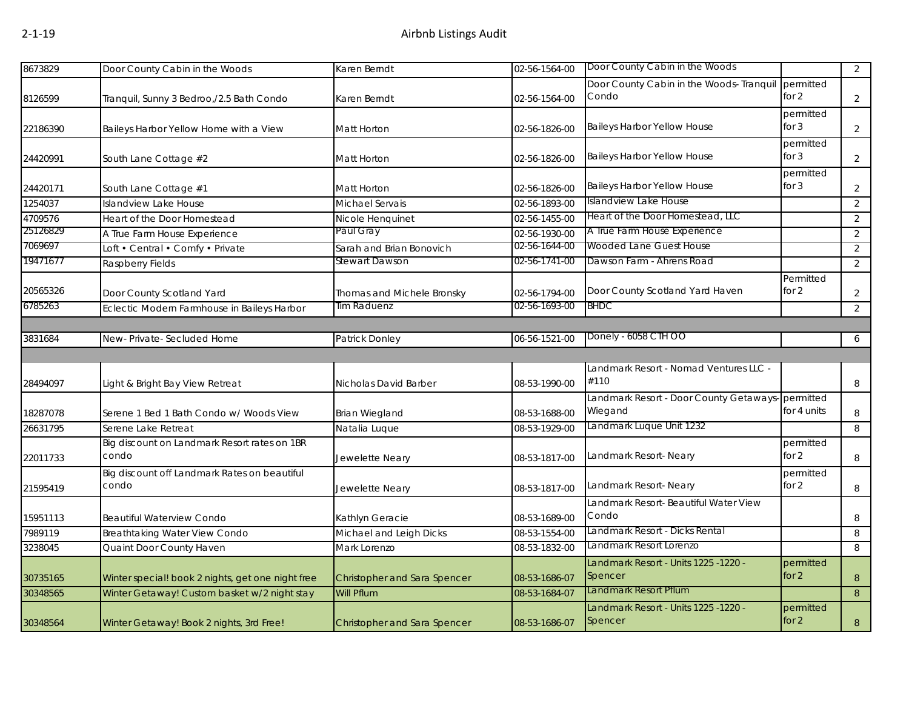| | | | | | | |
|---|---|---|---|---|---|---|
| 8673829 | Door County Cabin in the Woods | Karen Berndt | 02-56-1564-00 | Door County Cabin in the Woods | | 2 |
| 8126599 | Tranquil, Sunny 3 Bedroo,/2.5 Bath Condo | Karen Berndt | 02-56-1564-00 | Door County Cabin in the Woods- Tranquil Condo | permitted for 2 | 2 |
| 22186390 | Baileys Harbor Yellow Home with a View | Matt Horton | 02-56-1826-00 | Baileys Harbor Yellow House | permitted for 3 | 2 |
| 24420991 | South Lane Cottage #2 | Matt Horton | 02-56-1826-00 | Baileys Harbor Yellow House | permitted for 3 | 2 |
| 24420171 | South Lane Cottage #1 | Matt Horton | 02-56-1826-00 | Baileys Harbor Yellow House | permitted for 3 | 2 |
| 1254037 | Islandview Lake House | Michael Servais | 02-56-1893-00 | Islandview Lake House | | 2 |
| 4709576 | Heart of the Door Homestead | Nicole Henquinet | 02-56-1455-00 | Heart of the Door Homestead, LLC | | 2 |
| 25126829 | A True Farm House Experience | Paul Gray | 02-56-1930-00 | A True Farm House Experience | | 2 |
| 7069697 | Loft • Central • Comfy • Private | Sarah and Brian Bonovich | 02-56-1644-00 | Wooded Lane Guest House | | 2 |
| 19471677 | Raspberry Fields | Stewart Dawson | 02-56-1741-00 | Dawson Farm - Ahrens Road | | 2 |
| 20565326 | Door County Scotland Yard | Thomas and Michele Bronsky | 02-56-1794-00 | Door County Scotland Yard Haven | Permitted for 2 | 2 |
| 6785263 | Eclectic Modern Farmhouse in Baileys Harbor | Tim Raduenz | 02-56-1693-00 | BHDC | | 2 |
| | | | | | | |
| 3831684 | New- Private- Secluded Home | Patrick Donley | 06-56-1521-00 | Donely - 6058 CTH OO | | 6 |
| | | | | | | |
| 28494097 | Light & Bright Bay View Retreat | Nicholas David Barber | 08-53-1990-00 | Landmark Resort - Nomad Ventures LLC - #110 | | 8 |
| 18287078 | Serene 1 Bed 1 Bath Condo w/ Woods View | Brian Wiegland | 08-53-1688-00 | Landmark Resort - Door County Getaways-Wiegand | permitted for 4 units | 8 |
| 26631795 | Serene Lake Retreat | Natalia Luque | 08-53-1929-00 | Landmark Luque Unit 1232 | | 8 |
| 22011733 | Big discount on Landmark Resort rates on 1BR condo | Jewelette Neary | 08-53-1817-00 | Landmark Resort- Neary | permitted for 2 | 8 |
| 21595419 | Big discount off Landmark Rates on beautiful condo | Jewelette Neary | 08-53-1817-00 | Landmark Resort- Neary | permitted for 2 | 8 |
| 15951113 | Beautiful Waterview Condo | Kathlyn Geracie | 08-53-1689-00 | Landmark Resort- Beautiful Water View Condo | | 8 |
| 7989119 | Breathtaking Water View Condo | Michael and Leigh Dicks | 08-53-1554-00 | Landmark Resort - Dicks Rental | | 8 |
| 3238045 | Quaint Door County Haven | Mark Lorenzo | 08-53-1832-00 | Landmark Resort Lorenzo | | 8 |
| 30735165 | Winter special! book 2 nights, get one night free | Christopher and Sara Spencer | 08-53-1686-07 | Landmark Resort - Units 1225 -1220 - Spencer | permitted for 2 | 8 |
| 30348565 | Winter Getaway! Custom basket w/2 night stay | Will Pflum | 08-53-1684-07 | Landmark Resort Pflum | | 8 |
| 30348564 | Winter Getaway! Book 2 nights, 3rd Free! | Christopher and Sara Spencer | 08-53-1686-07 | Landmark Resort - Units 1225 -1220 - Spencer | permitted for 2 | 8 |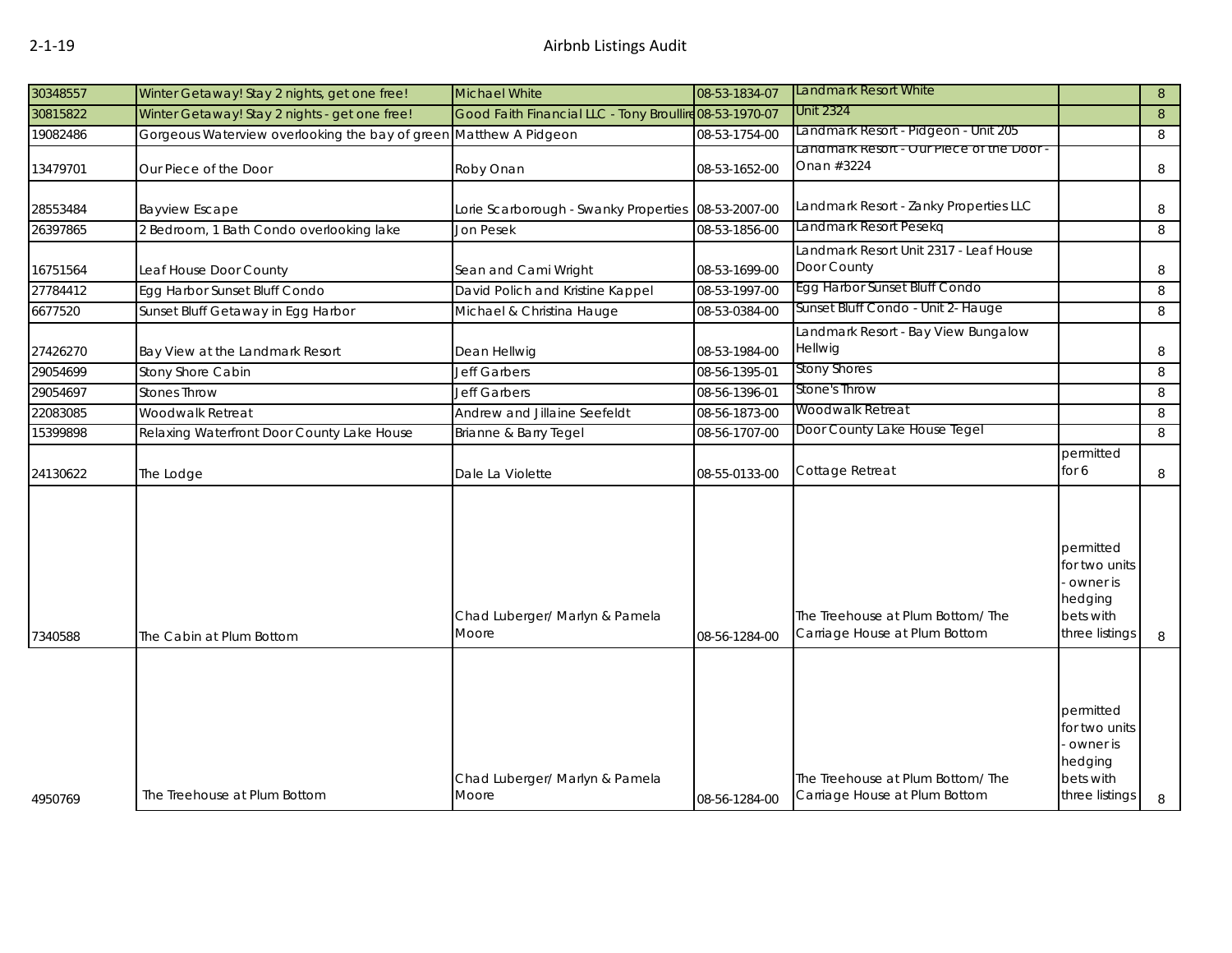| | | | | | | |
|---|---|---|---|---|---|---|
| 30348557 | Winter Getaway! Stay 2 nights, get one free! | Michael White | 08-53-1834-07 | Landmark Resort White | | 8 |
| 30815822 | Winter Getaway! Stay 2 nights - get one free! | Good Faith Financial LLC - Tony Broullire | 08-53-1970-07 | Unit 2324 | | 8 |
| 19082486 | Gorgeous Waterview overlooking the bay of green | Matthew A Pidgeon | 08-53-1754-00 | Landmark Resort - Pidgeon - Unit 205 | | 8 |
| 13479701 | Our Piece of the Door | Roby Onan | 08-53-1652-00 | Landmark Resort - Our Piece of the Door - Onan #3224 | | 8 |
| 28553484 | Bayview Escape | Lorie Scarborough - Swanky Properties | 08-53-2007-00 | Landmark Resort - Zanky Properties LLC | | 8 |
| 26397865 | 2 Bedroom, 1 Bath Condo overlooking lake | Jon Pesek | 08-53-1856-00 | Landmark Resort Pesekq | | 8 |
| 16751564 | Leaf House Door County | Sean and Cami Wright | 08-53-1699-00 | Landmark Resort Unit 2317 - Leaf House Door County | | 8 |
| 27784412 | Egg Harbor Sunset Bluff Condo | David Polich and Kristine Kappel | 08-53-1997-00 | Egg Harbor Sunset Bluff Condo | | 8 |
| 6677520 | Sunset Bluff Getaway in Egg Harbor | Michael & Christina Hauge | 08-53-0384-00 | Sunset Bluff Condo - Unit 2- Hauge | | 8 |
| 27426270 | Bay View at the Landmark Resort | Dean Hellwig | 08-53-1984-00 | Landmark Resort - Bay View Bungalow Hellwig | | 8 |
| 29054699 | Stony Shore Cabin | Jeff Garbers | 08-56-1395-01 | Stony Shores | | 8 |
| 29054697 | Stones Throw | Jeff Garbers | 08-56-1396-01 | Stone's Throw | | 8 |
| 22083085 | Woodwalk Retreat | Andrew and Jillaine Seefeldt | 08-56-1873-00 | Woodwalk Retreat | | 8 |
| 15399898 | Relaxing Waterfront Door County Lake House | Brianne & Barry Tegel | 08-56-1707-00 | Door County Lake House Tegel | | 8 |
| 24130622 | The Lodge | Dale La Violette | 08-55-0133-00 | Cottage Retreat | permitted for 6 | 8 |
| 7340588 | The Cabin at Plum Bottom | Chad Luberger/ Marlyn & Pamela Moore | 08-56-1284-00 | The Treehouse at Plum Bottom/ The Carriage House at Plum Bottom | permitted for two units - owner is hedging bets with three listings | 8 |
| 4950769 | The Treehouse at Plum Bottom | Chad Luberger/ Marlyn & Pamela Moore | 08-56-1284-00 | The Treehouse at Plum Bottom/ The Carriage House at Plum Bottom | permitted for two units - owner is hedging bets with three listings | 8 |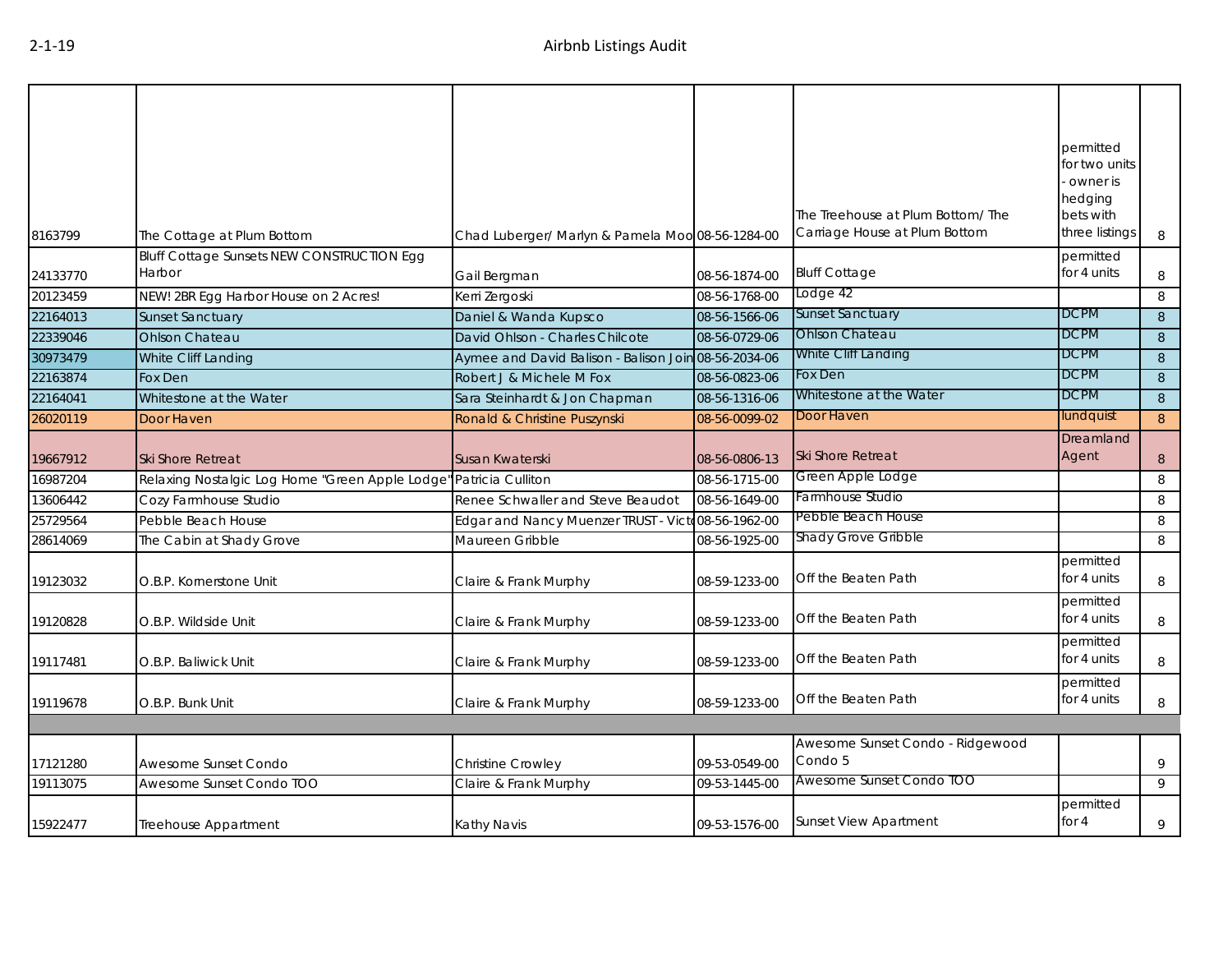| | | | | | | |
|---|---|---|---|---|---|---|
| 8163799 | The Cottage at Plum Bottom | Chad Luberger/ Marlyn & Pamela Moo | 08-56-1284-00 | The Treehouse at Plum Bottom/ The Carriage House at Plum Bottom | permitted for two units - owner is hedging bets with three listings | 8 |
| 24133770 | Bluff Cottage Sunsets NEW CONSTRUCTION Egg Harbor | Gail Bergman | 08-56-1874-00 | Bluff Cottage | permitted for 4 units | 8 |
| 20123459 | NEW! 2BR Egg Harbor House on 2 Acres! | Kerri Zergoski | 08-56-1768-00 | Lodge 42 | | 8 |
| 22164013 | Sunset Sanctuary | Daniel & Wanda Kupsco | 08-56-1566-06 | Sunset Sanctuary | DCPM | 8 |
| 22339046 | Ohlson Chateau | David Ohlson - Charles Chilcote | 08-56-0729-06 | Ohlson Chateau | DCPM | 8 |
| 30973479 | White Cliff Landing | Aymee and David Balison - Balison Join | 08-56-2034-06 | White Cliff Landing | DCPM | 8 |
| 22163874 | Fox Den | Robert J & Michele M Fox | 08-56-0823-06 | Fox Den | DCPM | 8 |
| 22164041 | Whitestone at the Water | Sara Steinhardt & Jon Chapman | 08-56-1316-06 | Whitestone at the Water | DCPM | 8 |
| 26020119 | Door Haven | Ronald & Christine Puszynski | 08-56-0099-02 | Door Haven | lundquist | 8 |
| 19667912 | Ski Shore Retreat | Susan Kwaterski | 08-56-0806-13 | Ski Shore Retreat | Dreamland Agent | 8 |
| 16987204 | Relaxing Nostalgic Log Home "Green Apple Lodge" | Patricia Culliton | 08-56-1715-00 | Green Apple Lodge | | 8 |
| 13606442 | Cozy Farmhouse Studio | Renee Schwaller and Steve Beaudot | 08-56-1649-00 | Farmhouse Studio | | 8 |
| 25729564 | Pebble Beach House | Edgar and Nancy Muenzer TRUST - Vict | 08-56-1962-00 | Pebble Beach House | | 8 |
| 28614069 | The Cabin at Shady Grove | Maureen Gribble | 08-56-1925-00 | Shady Grove Gribble | | 8 |
| 19123032 | O.B.P. Kornerstone Unit | Claire & Frank Murphy | 08-59-1233-00 | Off the Beaten Path | permitted for 4 units | 8 |
| 19120828 | O.B.P. Wildside Unit | Claire & Frank Murphy | 08-59-1233-00 | Off the Beaten Path | permitted for 4 units | 8 |
| 19117481 | O.B.P. Baliwick Unit | Claire & Frank Murphy | 08-59-1233-00 | Off the Beaten Path | permitted for 4 units | 8 |
| 19119678 | O.B.P. Bunk Unit | Claire & Frank Murphy | 08-59-1233-00 | Off the Beaten Path | permitted for 4 units | 8 |
| | | | | | | |
| 17121280 | Awesome Sunset Condo | Christine Crowley | 09-53-0549-00 | Awesome Sunset Condo - Ridgewood Condo 5 | | 9 |
| 19113075 | Awesome Sunset Condo TOO | Claire & Frank Murphy | 09-53-1445-00 | Awesome Sunset Condo TOO | | 9 |
| 15922477 | Treehouse Appartment | Kathy Navis | 09-53-1576-00 | Sunset View Apartment | permitted for 4 | 9 |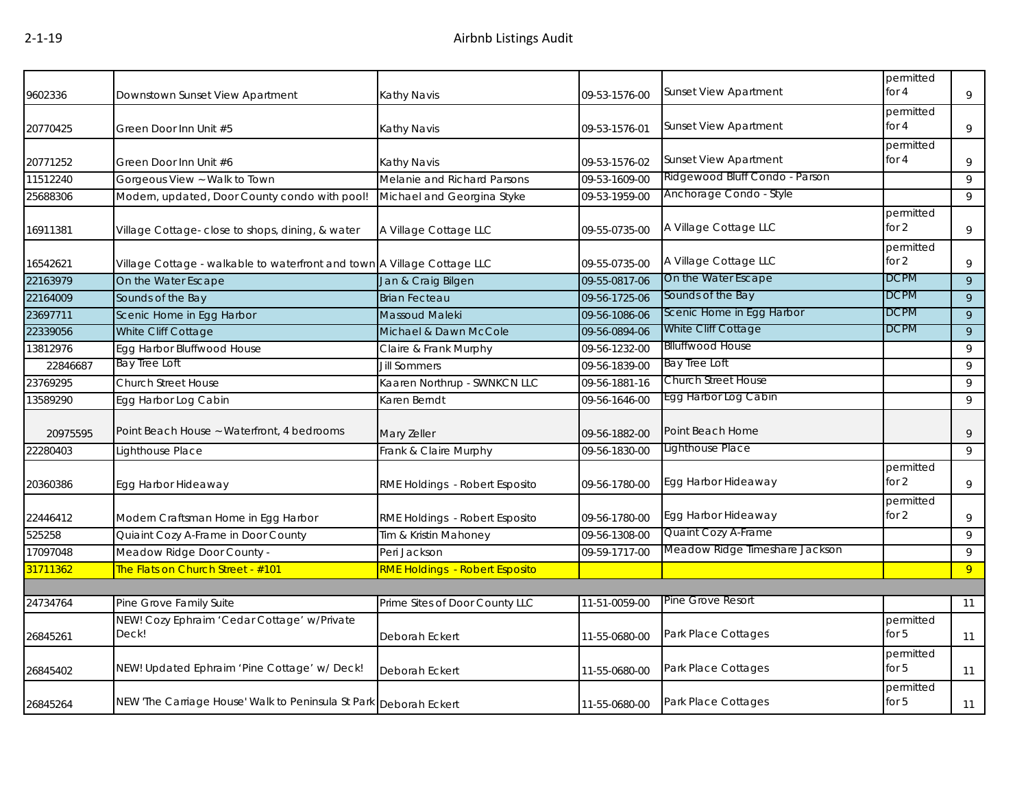| | | | | | | |
|---|---|---|---|---|---|---|
| 9602336 | Downtown Sunset View Apartment | Kathy Navis | 09-53-1576-00 | Sunset View Apartment | permitted for 4 | 9 |
| 20770425 | Green Door Inn Unit #5 | Kathy Navis | 09-53-1576-01 | Sunset View Apartment | permitted for 4 | 9 |
| 20771252 | Green Door Inn Unit #6 | Kathy Navis | 09-53-1576-02 | Sunset View Apartment | permitted for 4 | 9 |
| 11512240 | Gorgeous View ~ Walk to Town | Melanie and Richard Parsons | 09-53-1609-00 | Ridgewood Bluff Condo - Parson | | 9 |
| 25688306 | Modern, updated, Door County condo with pool! | Michael and Georgina Styke | 09-53-1959-00 | Anchorage Condo - Style | | 9 |
| 16911381 | Village Cottage- close to shops, dining, & water | A Village Cottage LLC | 09-55-0735-00 | A Village Cottage LLC | permitted for 2 | 9 |
| 16542621 | Village Cottage - walkable to waterfront and town | A Village Cottage LLC | 09-55-0735-00 | A Village Cottage LLC | permitted for 2 | 9 |
| 22163979 | On the Water Escape | Jan & Craig Bilgen | 09-55-0817-06 | On the Water Escape | DCPM | 9 |
| 22164009 | Sounds of the Bay | Brian Fecteau | 09-56-1725-06 | Sounds of the Bay | DCPM | 9 |
| 23697711 | Scenic Home in Egg Harbor | Massoud Maleki | 09-56-1086-06 | Scenic Home in Egg Harbor | DCPM | 9 |
| 22339056 | White Cliff Cottage | Michael & Dawn McCole | 09-56-0894-06 | White Cliff Cottage | DCPM | 9 |
| 13812976 | Egg Harbor Bluffwood House | Claire & Frank Murphy | 09-56-1232-00 | Blluffwood House | | 9 |
| 22846687 | Bay Tree Loft | Jill Sommers | 09-56-1839-00 | Bay Tree Loft | | 9 |
| 23769295 | Church Street House | Kaaren Northrup - SWNKCN LLC | 09-56-1881-16 | Church Street House | | 9 |
| 13589290 | Egg Harbor Log Cabin | Karen Berndt | 09-56-1646-00 | Egg Harbor Log Cabin | | 9 |
| 20975595 | Point Beach House ~ Waterfront, 4 bedrooms | Mary Zeller | 09-56-1882-00 | Point Beach Home | | 9 |
| 22280403 | Lighthouse Place | Frank & Claire Murphy | 09-56-1830-00 | Lighthouse Place | | 9 |
| 20360386 | Egg Harbor Hideaway | RME Holdings - Robert Esposito | 09-56-1780-00 | Egg Harbor Hideaway | permitted for 2 | 9 |
| 22446412 | Modern Craftsman Home in Egg Harbor | RME Holdings - Robert Esposito | 09-56-1780-00 | Egg Harbor Hideaway | permitted for 2 | 9 |
| 525258 | Quiaint Cozy A-Frame in Door County | Tim & Kristin Mahoney | 09-56-1308-00 | Quaint Cozy A-Frame | | 9 |
| 17097048 | Meadow Ridge Door County - | Peri Jackson | 09-59-1717-00 | Meadow Ridge Timeshare Jackson | | 9 |
| 31711362 | The Flats on Church Street - #101 | RME Holdings - Robert Esposito | | | | 9 |
| | | | | | | |
| 24734764 | Pine Grove Family Suite | Prime Sites of Door County LLC | 11-51-0059-00 | Pine Grove Resort | | 11 |
| 26845261 | NEW! Cozy Ephraim 'Cedar Cottage' w/Private Deck! | Deborah Eckert | 11-55-0680-00 | Park Place Cottages | permitted for 5 | 11 |
| 26845402 | NEW! Updated Ephraim 'Pine Cottage' w/ Deck! | Deborah Eckert | 11-55-0680-00 | Park Place Cottages | permitted for 5 | 11 |
| 26845264 | NEW 'The Carriage House' Walk to Peninsula St Park | Deborah Eckert | 11-55-0680-00 | Park Place Cottages | permitted for 5 | 11 |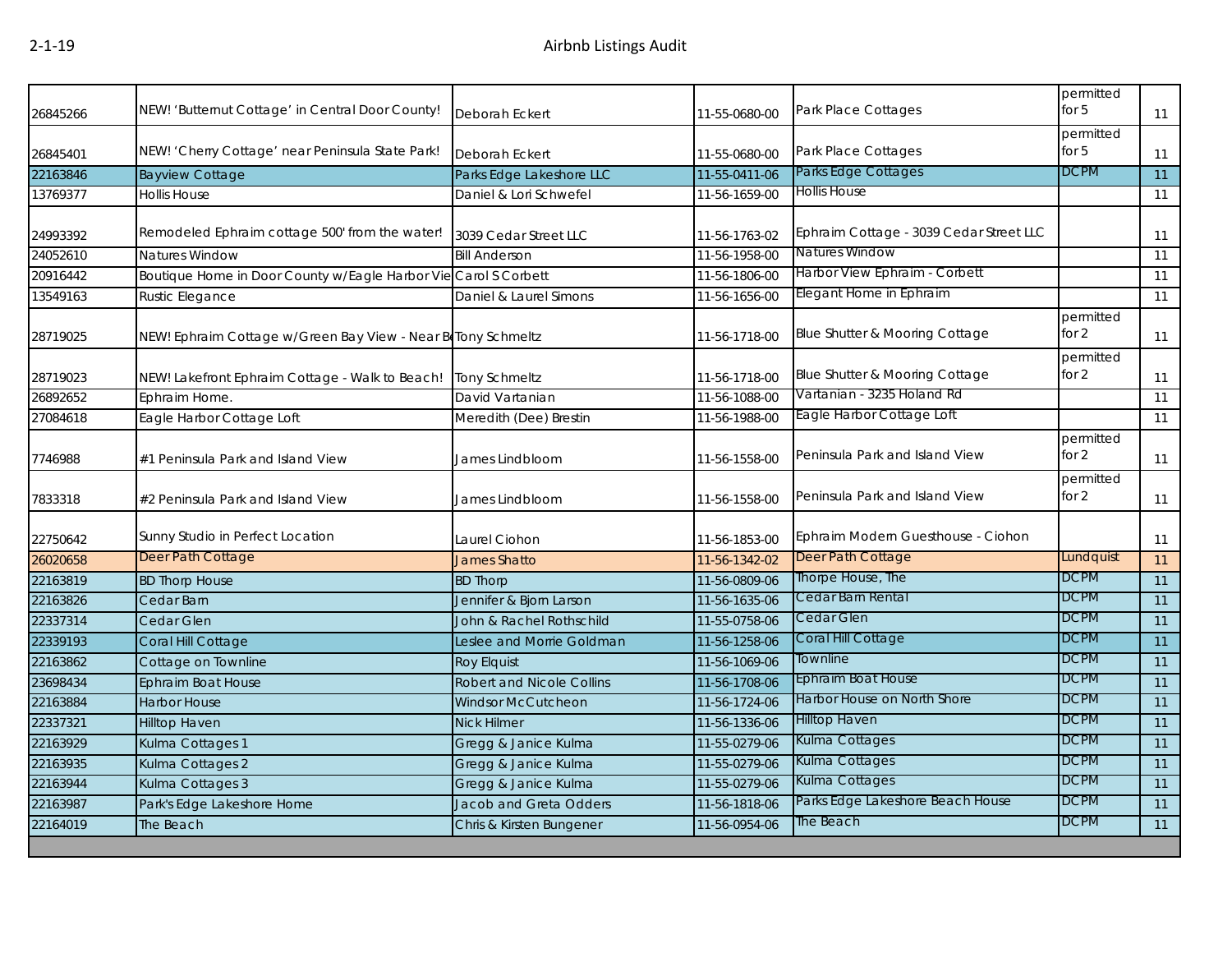| | | | | | | |
|---|---|---|---|---|---|---|
| 26845266 | NEW! 'Butternut Cottage' in Central Door County! | Deborah Eckert | 11-55-0680-00 | Park Place Cottages | permitted for 5 | 11 |
| 26845401 | NEW! 'Cherry Cottage' near Peninsula State Park! | Deborah Eckert | 11-55-0680-00 | Park Place Cottages | permitted for 5 | 11 |
| 22163846 | Bayview Cottage | Parks Edge Lakeshore LLC | 11-55-0411-06 | Parks Edge Cottages | DCPM | 11 |
| 13769377 | Hollis House | Daniel & Lori Schwefel | 11-56-1659-00 | Hollis House | | 11 |
| 24993392 | Remodeled Ephraim cottage 500' from the water! | 3039 Cedar Street LLC | 11-56-1763-02 | Ephraim Cottage - 3039 Cedar Street LLC | | 11 |
| 24052610 | Natures Window | Bill Anderson | 11-56-1958-00 | Natures Window | | 11 |
| 20916442 | Boutique Home in Door County w/Eagle Harbor Vie | Carol S Corbett | 11-56-1806-00 | Harbor View Ephraim - Corbett | | 11 |
| 13549163 | Rustic Elegance | Daniel & Laurel Simons | 11-56-1656-00 | Elegant Home in Ephraim | | 11 |
| 28719025 | NEW! Ephraim Cottage w/Green Bay View - Near Be | Tony Schmeltz | 11-56-1718-00 | Blue Shutter & Mooring Cottage | permitted for 2 | 11 |
| 28719023 | NEW! Lakefront Ephraim Cottage - Walk to Beach! | Tony Schmeltz | 11-56-1718-00 | Blue Shutter & Mooring Cottage | permitted for 2 | 11 |
| 26892652 | Ephraim Home. | David Vartanian | 11-56-1088-00 | Vartanian - 3235 Holand Rd | | 11 |
| 27084618 | Eagle Harbor Cottage Loft | Meredith (Dee) Brestin | 11-56-1988-00 | Eagle Harbor Cottage Loft | | 11 |
| 7746988 | #1 Peninsula Park and Island View | James Lindbloom | 11-56-1558-00 | Peninsula Park and Island View | permitted for 2 | 11 |
| 7833318 | #2 Peninsula Park and Island View | James Lindbloom | 11-56-1558-00 | Peninsula Park and Island View | permitted for 2 | 11 |
| 22750642 | Sunny Studio in Perfect Location | Laurel Ciohon | 11-56-1853-00 | Ephraim Modern Guesthouse - Ciohon | | 11 |
| 26020658 | Deer Path Cottage | James Shatto | 11-56-1342-02 | Deer Path Cottage | Lundquist | 11 |
| 22163819 | BD Thorp House | BD Thorp | 11-56-0809-06 | Thorpe House, The | DCPM | 11 |
| 22163826 | Cedar Barn | Jennifer & Bjorn Larson | 11-56-1635-06 | Cedar Barn Rental | DCPM | 11 |
| 22337314 | Cedar Glen | John & Rachel Rothschild | 11-55-0758-06 | Cedar Glen | DCPM | 11 |
| 22339193 | Coral Hill Cottage | Leslee and Morrie Goldman | 11-56-1258-06 | Coral Hill Cottage | DCPM | 11 |
| 22163862 | Cottage on Townline | Roy Elquist | 11-56-1069-06 | Townline | DCPM | 11 |
| 23698434 | Ephraim Boat House | Robert and Nicole Collins | 11-56-1708-06 | Ephraim Boat House | DCPM | 11 |
| 22163884 | Harbor House | Windsor McCutcheon | 11-56-1724-06 | Harbor House on North Shore | DCPM | 11 |
| 22337321 | Hilltop Haven | Nick Hilmer | 11-56-1336-06 | Hilltop Haven | DCPM | 11 |
| 22163929 | Kulma Cottages 1 | Gregg & Janice Kulma | 11-55-0279-06 | Kulma Cottages | DCPM | 11 |
| 22163935 | Kulma Cottages 2 | Gregg & Janice Kulma | 11-55-0279-06 | Kulma Cottages | DCPM | 11 |
| 22163944 | Kulma Cottages 3 | Gregg & Janice Kulma | 11-55-0279-06 | Kulma Cottages | DCPM | 11 |
| 22163987 | Park's Edge Lakeshore Home | Jacob and Greta Odders | 11-56-1818-06 | Parks Edge Lakeshore Beach House | DCPM | 11 |
| 22164019 | The Beach | Chris & Kirsten Bungener | 11-56-0954-06 | The Beach | DCPM | 11 |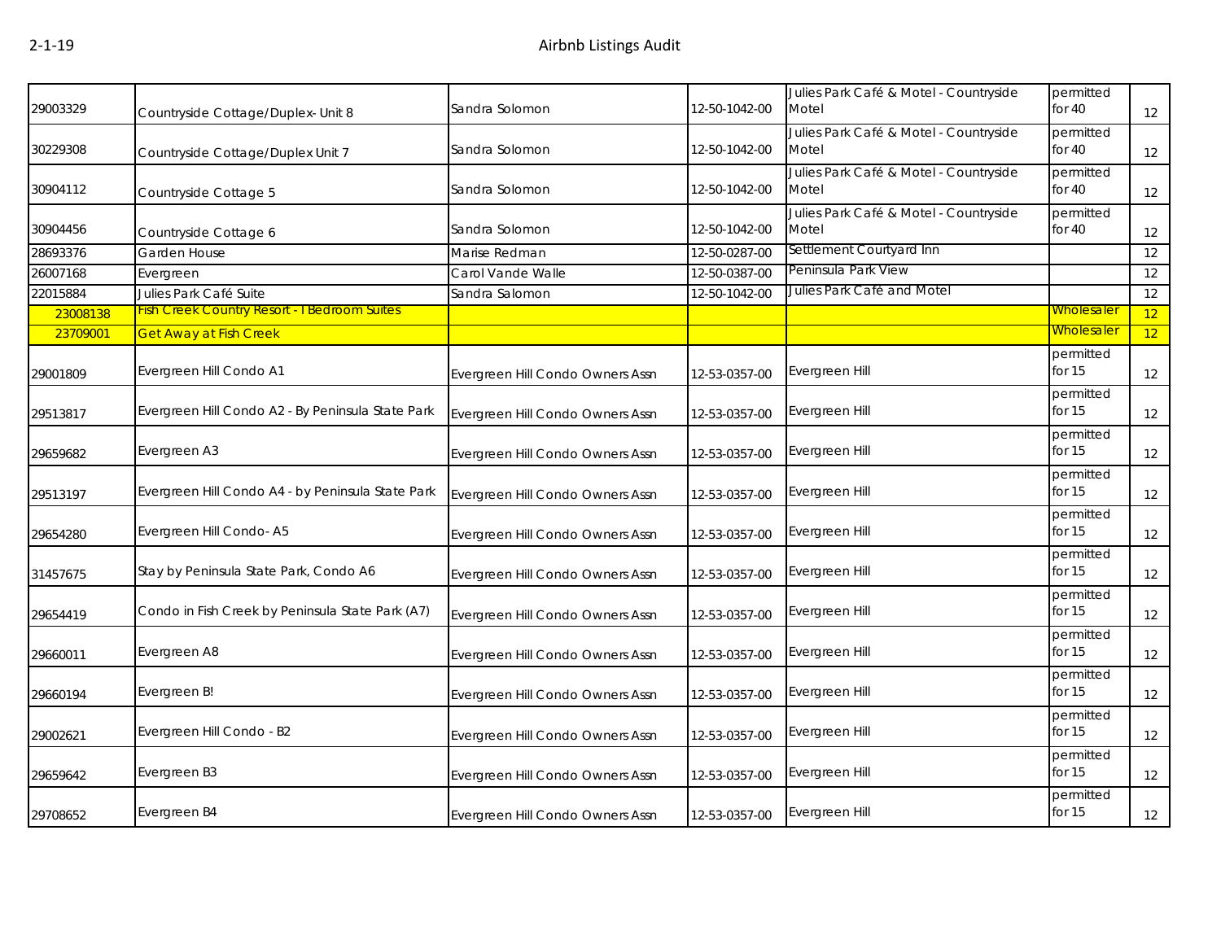| 29003329 | Countryside Cottage/Duplex- Unit 8 | Sandra Solomon | 12-50-1042-00 | Julies Park Café & Motel - Countryside Motel | permitted for 40 | 12 |
|---|---|---|---|---|---|---|
| 30229308 | Countryside Cottage/Duplex Unit 7 | Sandra Solomon | 12-50-1042-00 | Julies Park Café & Motel - Countryside Motel | permitted for 40 | 12 |
| 30904112 | Countryside Cottage 5 | Sandra Solomon | 12-50-1042-00 | Julies Park Café & Motel - Countryside Motel | permitted for 40 | 12 |
| 30904456 | Countryside Cottage 6 | Sandra Solomon | 12-50-1042-00 | Julies Park Café & Motel - Countryside Motel | permitted for 40 | 12 |
| 28693376 | Garden House | Marise Redman | 12-50-0287-00 | Settlement Courtyard Inn | | 12 |
| 26007168 | Evergreen | Carol Vande Walle | 12-50-0387-00 | Peninsula Park View | | 12 |
| 22015884 | Julies Park Café Suite | Sandra Salomon | 12-50-1042-00 | Julies Park Café and Motel | | 12 |
| 23008138 | Fish Creek Country Resort - I Bedroom Suites | | | | Wholesaler | 12 |
| 23709001 | Get Away at Fish Creek | | | | Wholesaler | 12 |
| 29001809 | Evergreen Hill Condo A1 | Evergreen Hill Condo Owners Assn | 12-53-0357-00 | Evergreen Hill | permitted for 15 | 12 |
| 29513817 | Evergreen Hill Condo A2 - By Peninsula State Park | Evergreen Hill Condo Owners Assn | 12-53-0357-00 | Evergreen Hill | permitted for 15 | 12 |
| 29659682 | Evergreen A3 | Evergreen Hill Condo Owners Assn | 12-53-0357-00 | Evergreen Hill | permitted for 15 | 12 |
| 29513197 | Evergreen Hill Condo A4 - by Peninsula State Park | Evergreen Hill Condo Owners Assn | 12-53-0357-00 | Evergreen Hill | permitted for 15 | 12 |
| 29654280 | Evergreen Hill Condo- A5 | Evergreen Hill Condo Owners Assn | 12-53-0357-00 | Evergreen Hill | permitted for 15 | 12 |
| 31457675 | Stay by Peninsula State Park, Condo A6 | Evergreen Hill Condo Owners Assn | 12-53-0357-00 | Evergreen Hill | permitted for 15 | 12 |
| 29654419 | Condo in Fish Creek by Peninsula State Park (A7) | Evergreen Hill Condo Owners Assn | 12-53-0357-00 | Evergreen Hill | permitted for 15 | 12 |
| 29660011 | Evergreen A8 | Evergreen Hill Condo Owners Assn | 12-53-0357-00 | Evergreen Hill | permitted for 15 | 12 |
| 29660194 | Evergreen B! | Evergreen Hill Condo Owners Assn | 12-53-0357-00 | Evergreen Hill | permitted for 15 | 12 |
| 29002621 | Evergreen Hill Condo - B2 | Evergreen Hill Condo Owners Assn | 12-53-0357-00 | Evergreen Hill | permitted for 15 | 12 |
| 29659642 | Evergreen B3 | Evergreen Hill Condo Owners Assn | 12-53-0357-00 | Evergreen Hill | permitted for 15 | 12 |
| 29708652 | Evergreen B4 | Evergreen Hill Condo Owners Assn | 12-53-0357-00 | Evergreen Hill | permitted for 15 | 12 |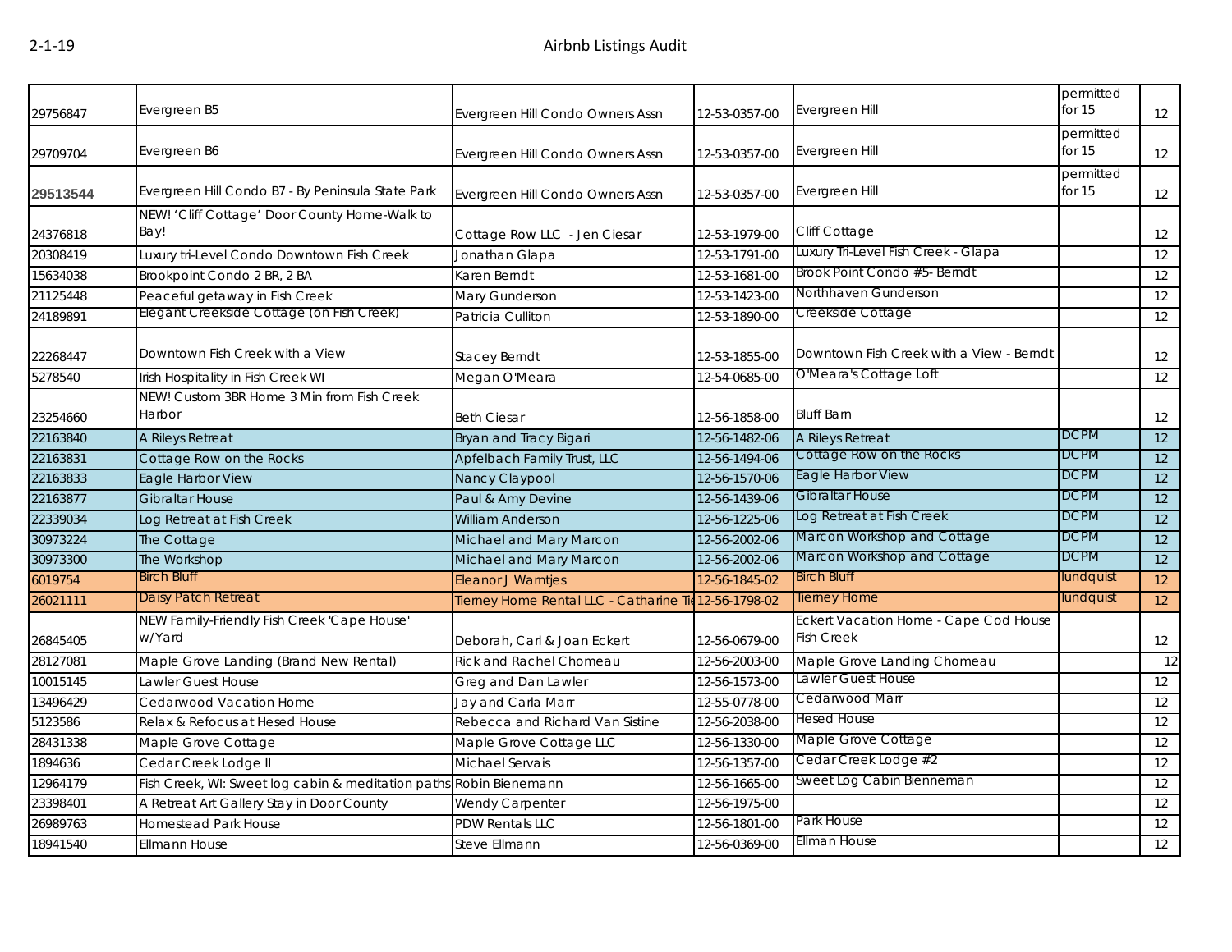| | | | | | | |
|---|---|---|---|---|---|---|
| 29756847 | Evergreen B5 | Evergreen Hill Condo Owners Assn | 12-53-0357-00 | Evergreen Hill | permitted for 15 | 12 |
| 29709704 | Evergreen B6 | Evergreen Hill Condo Owners Assn | 12-53-0357-00 | Evergreen Hill | permitted for 15 | 12 |
| 29513544 | Evergreen Hill Condo B7 - By Peninsula State Park | Evergreen Hill Condo Owners Assn | 12-53-0357-00 | Evergreen Hill | permitted for 15 | 12 |
| 24376818 | NEW! 'Cliff Cottage' Door County Home-Walk to Bay! | Cottage Row LLC - Jen Ciesar | 12-53-1979-00 | Cliff Cottage | | 12 |
| 20308419 | Luxury tri-Level Condo Downtown Fish Creek | Jonathan Glapa | 12-53-1791-00 | Luxury Tri-Level Fish Creek - Glapa | | 12 |
| 15634038 | Brookpoint Condo 2 BR, 2 BA | Karen Berndt | 12-53-1681-00 | Brook Point Condo #5- Berndt | | 12 |
| 21125448 | Peaceful getaway in Fish Creek | Mary Gunderson | 12-53-1423-00 | Northhaven Gunderson | | 12 |
| 24189891 | Elegant Creekside Cottage (on Fish Creek) | Patricia Culliton | 12-53-1890-00 | Creekside Cottage | | 12 |
| 22268447 | Downtown Fish Creek with a View | Stacey Berndt | 12-53-1855-00 | Downtown Fish Creek with a View - Berndt | | 12 |
| 5278540 | Irish Hospitality in Fish Creek WI | Megan O'Meara | 12-54-0685-00 | O'Meara's Cottage Loft | | 12 |
| 23254660 | NEW! Custom 3BR Home 3 Min from Fish Creek Harbor | Beth Ciesar | 12-56-1858-00 | Bluff Barn | | 12 |
| 22163840 | A Rileys Retreat | Bryan and Tracy Bigari | 12-56-1482-06 | A Rileys Retreat | DCPM | 12 |
| 22163831 | Cottage Row on the Rocks | Apfelbach Family Trust, LLC | 12-56-1494-06 | Cottage Row on the Rocks | DCPM | 12 |
| 22163833 | Eagle Harbor View | Nancy Claypool | 12-56-1570-06 | Eagle Harbor View | DCPM | 12 |
| 22163877 | Gibraltar House | Paul & Amy Devine | 12-56-1439-06 | Gibraltar House | DCPM | 12 |
| 22339034 | Log Retreat at Fish Creek | William Anderson | 12-56-1225-06 | Log Retreat at Fish Creek | DCPM | 12 |
| 30973224 | The Cottage | Michael and Mary Marcon | 12-56-2002-06 | Marcon Workshop and Cottage | DCPM | 12 |
| 30973300 | The Workshop | Michael and Mary Marcon | 12-56-2002-06 | Marcon Workshop and Cottage | DCPM | 12 |
| 6019754 | Birch Bluff | Eleanor J Warntjes | 12-56-1845-02 | Birch Bluff | lundquist | 12 |
| 26021111 | Daisy Patch Retreat | Tierney Home Rental LLC - Catharine Ti | 12-56-1798-02 | Tierney Home | lundquist | 12 |
| 26845405 | NEW Family-Friendly Fish Creek 'Cape House' w/Yard | Deborah, Carl & Joan Eckert | 12-56-0679-00 | Eckert Vacation Home - Cape Cod House Fish Creek | | 12 |
| 28127081 | Maple Grove Landing (Brand New Rental) | Rick and Rachel Chomeau | 12-56-2003-00 | Maple Grove Landing Chomeau | | 12 |
| 10015145 | Lawler Guest House | Greg and Dan Lawler | 12-56-1573-00 | Lawler Guest House | | 12 |
| 13496429 | Cedarwood Vacation Home | Jay and Carla Marr | 12-55-0778-00 | Cedarwood Marr | | 12 |
| 5123586 | Relax & Refocus at Hesed House | Rebecca and Richard Van Sistine | 12-56-2038-00 | Hesed House | | 12 |
| 28431338 | Maple Grove Cottage | Maple Grove Cottage LLC | 12-56-1330-00 | Maple Grove Cottage | | 12 |
| 1894636 | Cedar Creek Lodge II | Michael Servais | 12-56-1357-00 | Cedar Creek Lodge #2 | | 12 |
| 12964179 | Fish Creek, WI: Sweet log cabin & meditation paths | Robin Bienemann | 12-56-1665-00 | Sweet Log Cabin Bienneman | | 12 |
| 23398401 | A Retreat Art Gallery Stay in Door County | Wendy Carpenter | 12-56-1975-00 | | | 12 |
| 26989763 | Homestead Park House | PDW Rentals LLC | 12-56-1801-00 | Park House | | 12 |
| 18941540 | Ellmann House | Steve Ellmann | 12-56-0369-00 | Ellman House | | 12 |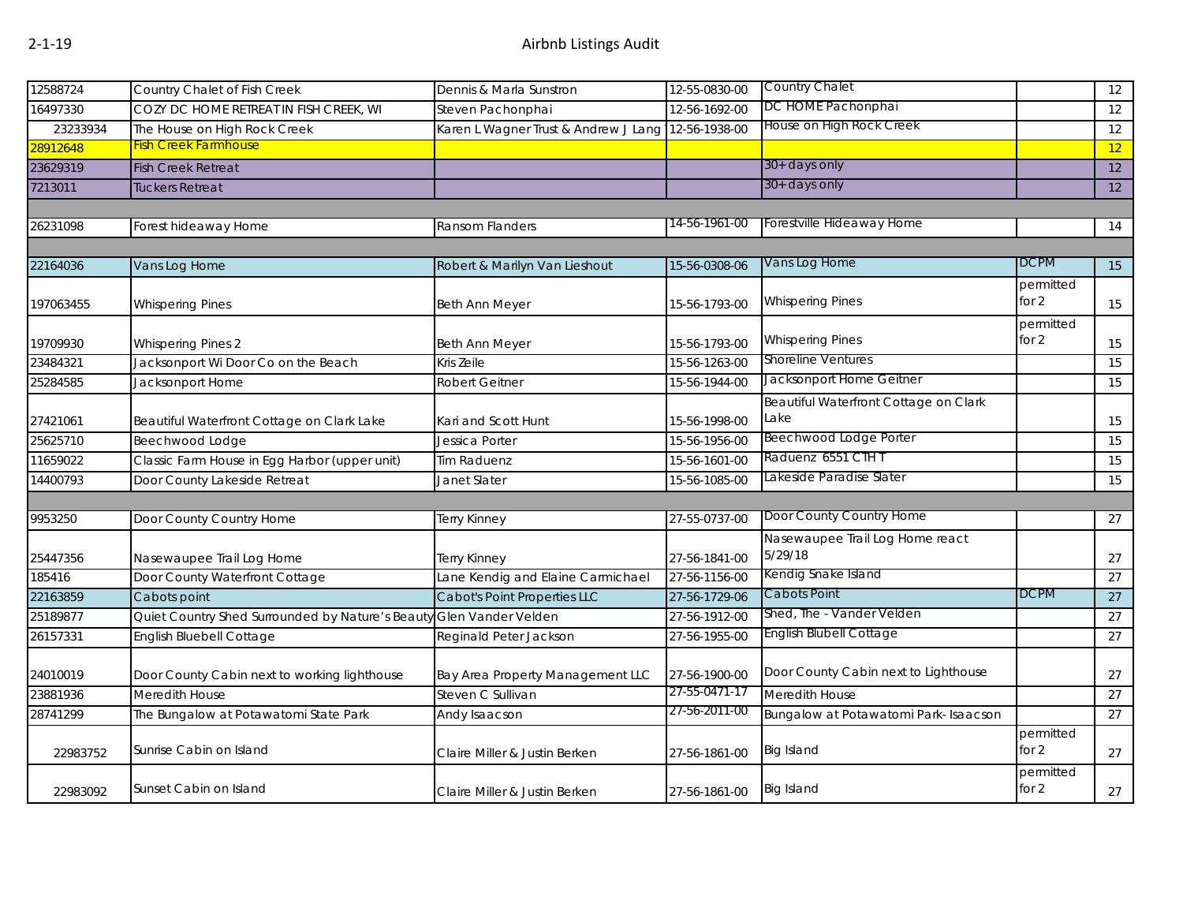| | | | | | | |
|---|---|---|---|---|---|---|
| 12588724 | Country Chalet of Fish Creek | Dennis & Marla Sunstron | 12-55-0830-00 | Country Chalet | | 12 |
| 16497330 | COZY DC HOME RETREAT IN FISH CREEK, WI | Steven Pachonphai | 12-56-1692-00 | DC HOME Pachonphai | | 12 |
| 23233934 | The House on High Rock Creek | Karen L Wagner Trust & Andrew J Lang | 12-56-1938-00 | House on High Rock Creek | | 12 |
| 28912648 | Fish Creek Farmhouse | | | | | 12 |
| 23629319 | Fish Creek Retreat | | | 30+ days only | | 12 |
| 7213011 | Tuckers Retreat | | | 30+ days only | | 12 |
| | | | | | | |
| 26231098 | Forest hideaway Home | Ransom Flanders | 14-56-1961-00 | Forestville Hideaway Home | | 14 |
| | | | | | | |
| 22164036 | Vans Log Home | Robert & Marilyn Van Lieshout | 15-56-0308-06 | Vans Log Home | DCPM | 15 |
| 197063455 | Whispering Pines | Beth Ann Meyer | 15-56-1793-00 | Whispering Pines | permitted for 2 | 15 |
| 19709930 | Whispering Pines 2 | Beth Ann Meyer | 15-56-1793-00 | Whispering Pines | permitted for 2 | 15 |
| 23484321 | Jacksonport Wi Door Co on the Beach | Kris Zeile | 15-56-1263-00 | Shoreline Ventures | | 15 |
| 25284585 | Jacksonport Home | Robert Geitner | 15-56-1944-00 | Jacksonport Home Geitner | | 15 |
| 27421061 | Beautiful Waterfront Cottage on Clark Lake | Kari and Scott Hunt | 15-56-1998-00 | Beautiful Waterfront Cottage on Clark Lake | | 15 |
| 25625710 | Beechwood Lodge | Jessica Porter | 15-56-1956-00 | Beechwood Lodge Porter | | 15 |
| 11659022 | Classic Farm House in Egg Harbor (upper unit) | Tim Raduenz | 15-56-1601-00 | Raduenz 6551 CTH T | | 15 |
| 14400793 | Door County Lakeside Retreat | Janet Slater | 15-56-1085-00 | Lakeside Paradise Slater | | 15 |
| | | | | | | |
| 9953250 | Door County Country Home | Terry Kinney | 27-55-0737-00 | Door County Country Home | | 27 |
| 25447356 | Nasewaupee Trail Log Home | Terry Kinney | 27-56-1841-00 | Nasewaupee Trail Log Home react 5/29/18 | | 27 |
| 185416 | Door County Waterfront Cottage | Lane Kendig and Elaine Carmichael | 27-56-1156-00 | Kendig Snake Island | | 27 |
| 22163859 | Cabots point | Cabot's Point Properties LLC | 27-56-1729-06 | Cabots Point | DCPM | 27 |
| 25189877 | Quiet Country Shed Surrounded by Nature's Beauty | Glen Vander Velden | 27-56-1912-00 | Shed, The - Vander Velden | | 27 |
| 26157331 | English Bluebell Cottage | Reginald Peter Jackson | 27-56-1955-00 | English Blubell Cottage | | 27 |
| 24010019 | Door County Cabin next to working lighthouse | Bay Area Property Management LLC | 27-56-1900-00 | Door County Cabin next to Lighthouse | | 27 |
| 23881936 | Meredith House | Steven C Sullivan | 27-55-0471-17 | Meredith House | | 27 |
| 28741299 | The Bungalow at Potawatomi State Park | Andy Isaacson | 27-56-2011-00 | Bungalow at Potawatomi Park- Isaacson | | 27 |
| 22983752 | Sunrise Cabin on Island | Claire Miller & Justin Berken | 27-56-1861-00 | Big Island | permitted for 2 | 27 |
| 22983092 | Sunset Cabin on Island | Claire Miller & Justin Berken | 27-56-1861-00 | Big Island | permitted for 2 | 27 |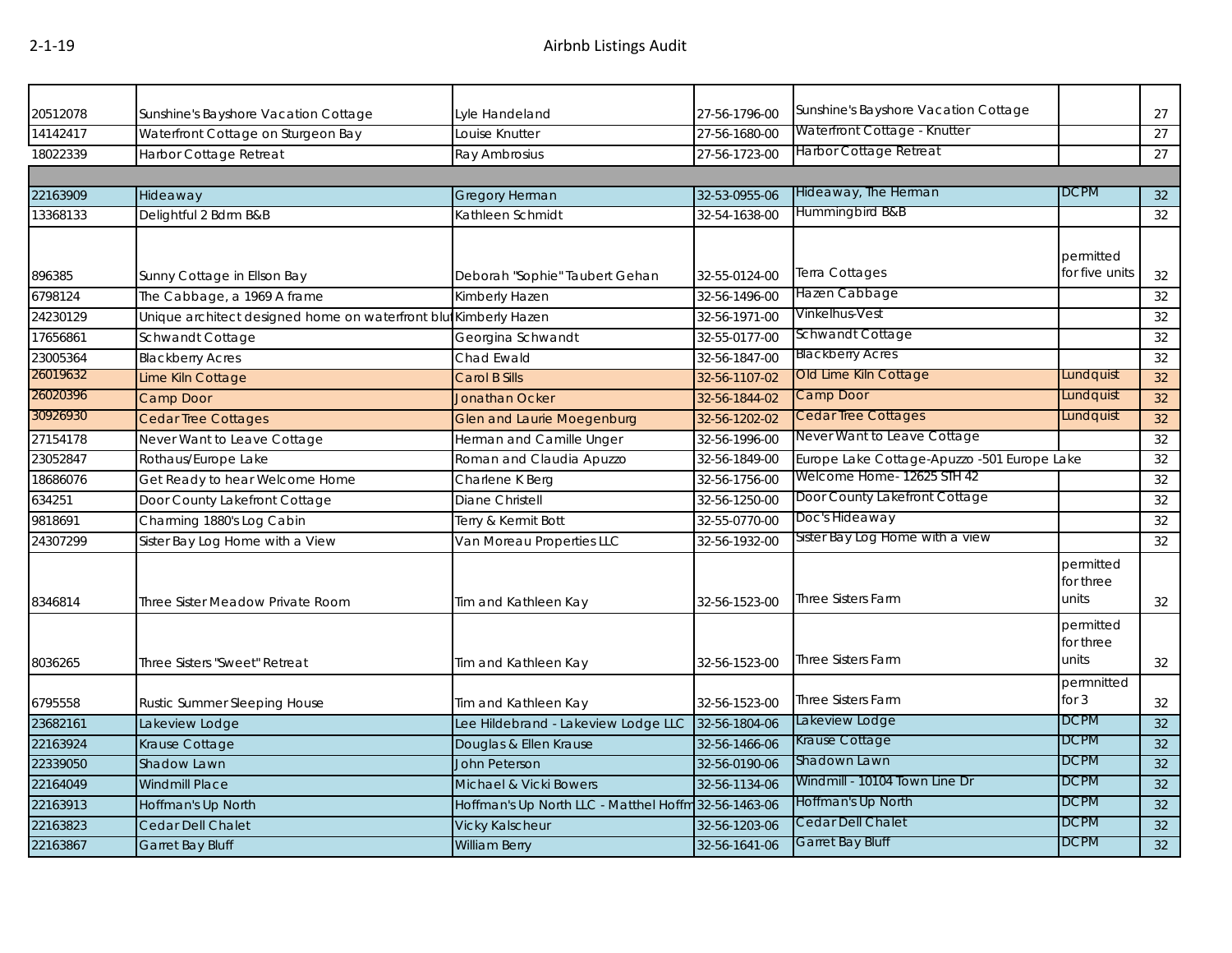| | | | | | | |
|---|---|---|---|---|---|---|
| 20512078 | Sunshine's Bayshore Vacation Cottage | Lyle Handeland | 27-56-1796-00 | Sunshine's Bayshore Vacation Cottage | | 27 |
| 14142417 | Waterfront Cottage on Sturgeon Bay | Louise Knutter | 27-56-1680-00 | Waterfront Cottage - Knutter | | 27 |
| 18022339 | Harbor Cottage Retreat | Ray Ambrosius | 27-56-1723-00 | Harbor Cottage Retreat | | 27 |
| | | | | | | |
| 22163909 | Hideaway | Gregory Herman | 32-53-0955-06 | Hideaway, The Herman | DCPM | 32 |
| 13368133 | Delightful 2 Bdrm B&B | Kathleen Schmidt | 32-54-1638-00 | Hummingbird B&B | | 32 |
| 896385 | Sunny Cottage in Ellson Bay | Deborah "Sophie" Taubert Gehan | 32-55-0124-00 | Terra Cottages | permitted for five units | 32 |
| 6798124 | The Cabbage, a 1969 A frame | Kimberly Hazen | 32-56-1496-00 | Hazen Cabbage | | 32 |
| 24230129 | Unique architect designed home on waterfront blu | Kimberly Hazen | 32-56-1971-00 | Vinkelhus-Vest | | 32 |
| 17656861 | Schwandt Cottage | Georgina Schwandt | 32-55-0177-00 | Schwandt Cottage | | 32 |
| 23005364 | Blackberry Acres | Chad Ewald | 32-56-1847-00 | Blackberry Acres | | 32 |
| 26019632 | Lime Kiln Cottage | Carol B Sills | 32-56-1107-02 | Old Lime Kiln Cottage | Lundquist | 32 |
| 26020396 | Camp Door | Jonathan Ocker | 32-56-1844-02 | Camp Door | Lundquist | 32 |
| 30926930 | Cedar Tree Cottages | Glen and Laurie Moegenburg | 32-56-1202-02 | Cedar Tree Cottages | Lundquist | 32 |
| 27154178 | Never Want to Leave Cottage | Herman and Camille Unger | 32-56-1996-00 | Never Want to Leave Cottage | | 32 |
| 23052847 | Rothaus/Europe Lake | Roman and Claudia Apuzzo | 32-56-1849-00 | Europe Lake Cottage-Apuzzo -501 Europe Lake | | 32 |
| 18686076 | Get Ready to hear Welcome Home | Charlene K Berg | 32-56-1756-00 | Welcome Home- 12625 STH 42 | | 32 |
| 634251 | Door County Lakefront Cottage | Diane Christell | 32-56-1250-00 | Door County Lakefront Cottage | | 32 |
| 9818691 | Charming 1880's Log Cabin | Terry & Kermit Bott | 32-55-0770-00 | Doc's Hideaway | | 32 |
| 24307299 | Sister Bay Log Home with a View | Van Moreau Properties LLC | 32-56-1932-00 | Sister Bay Log Home with a view | | 32 |
| 8346814 | Three Sister Meadow Private Room | Tim and Kathleen Kay | 32-56-1523-00 | Three Sisters Farm | permitted for three units | 32 |
| 8036265 | Three Sisters "Sweet" Retreat | Tim and Kathleen Kay | 32-56-1523-00 | Three Sisters Farm | permitted for three units | 32 |
| 6795558 | Rustic Summer Sleeping House | Tim and Kathleen Kay | 32-56-1523-00 | Three Sisters Farm | permnitted for 3 | 32 |
| 23682161 | Lakeview Lodge | Lee Hildebrand - Lakeview Lodge LLC | 32-56-1804-06 | Lakeview Lodge | DCPM | 32 |
| 22163924 | Krause Cottage | Douglas & Ellen Krause | 32-56-1466-06 | Krause Cottage | DCPM | 32 |
| 22339050 | Shadow Lawn | John Peterson | 32-56-0190-06 | Shadown Lawn | DCPM | 32 |
| 22164049 | Windmill Place | Michael & Vicki Bowers | 32-56-1134-06 | Windmill - 10104 Town Line Dr | DCPM | 32 |
| 22163913 | Hoffman's Up North | Hoffman's Up North LLC - Matthel Hoffm | 32-56-1463-06 | Hoffman's Up North | DCPM | 32 |
| 22163823 | Cedar Dell Chalet | Vicky Kalscheur | 32-56-1203-06 | Cedar Dell Chalet | DCPM | 32 |
| 22163867 | Garret Bay Bluff | William Berry | 32-56-1641-06 | Garret Bay Bluff | DCPM | 32 |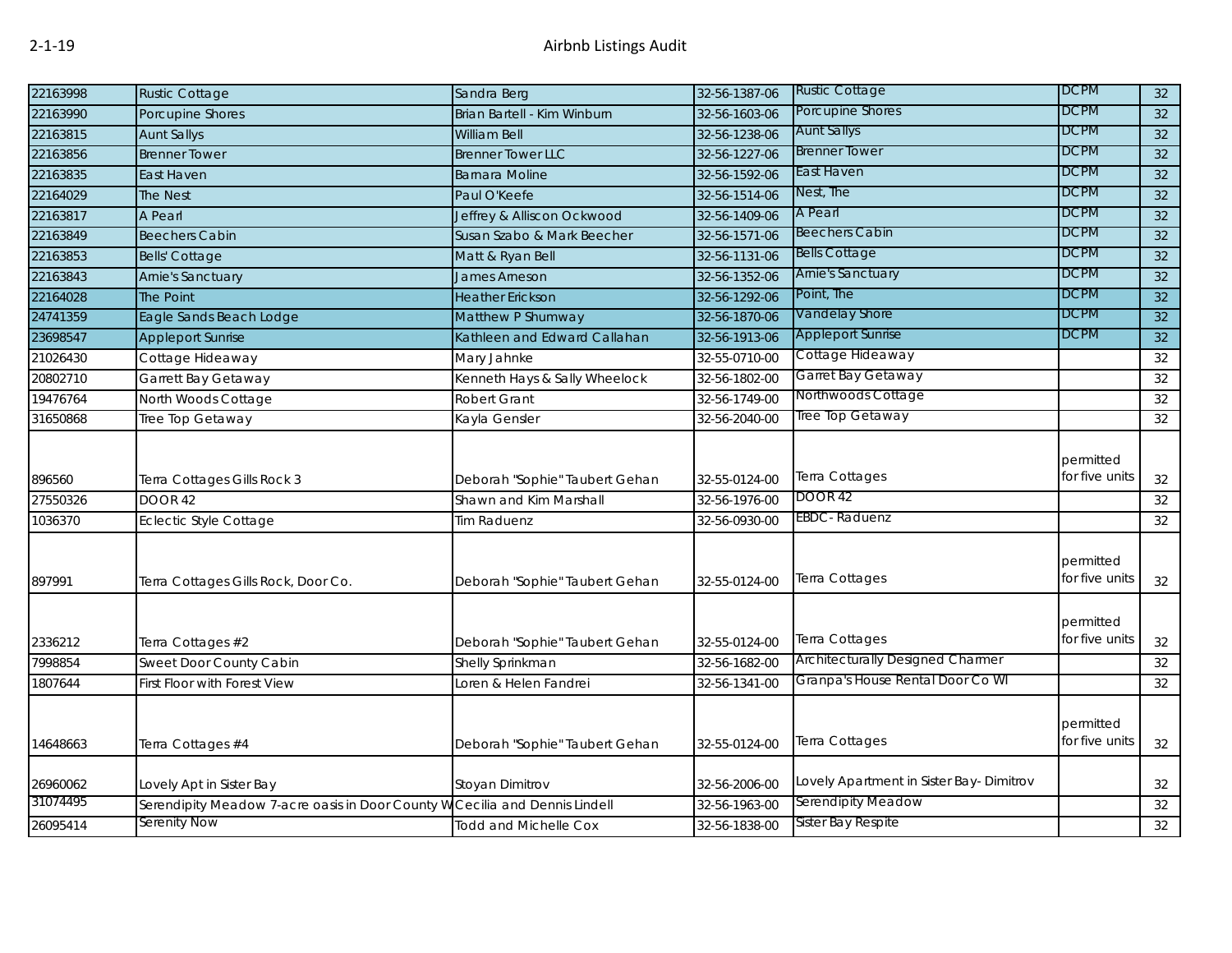# Airbnb Listings Audit

| | | | | | | |
|---|---|---|---|---|---|---|
| 22163998 | Rustic Cottage | Sandra Berg | 32-56-1387-06 | Rustic Cottage | DCPM | 32 |
| 22163990 | Porcupine Shores | Brian Bartell - Kim Winburn | 32-56-1603-06 | Porcupine Shores | DCPM | 32 |
| 22163815 | Aunt Sallys | William Bell | 32-56-1238-06 | Aunt Sallys | DCPM | 32 |
| 22163856 | Brenner Tower | Brenner Tower LLC | 32-56-1227-06 | Brenner Tower | DCPM | 32 |
| 22163835 | East Haven | Barnara Moline | 32-56-1592-06 | East Haven | DCPM | 32 |
| 22164029 | The Nest | Paul O'Keefe | 32-56-1514-06 | Nest, The | DCPM | 32 |
| 22163817 | A Pearl | Jeffrey & Alliscon Ockwood | 32-56-1409-06 | A Pearl | DCPM | 32 |
| 22163849 | Beechers Cabin | Susan Szabo & Mark Beecher | 32-56-1571-06 | Beechers Cabin | DCPM | 32 |
| 22163853 | Bells' Cottage | Matt & Ryan Bell | 32-56-1131-06 | Bells Cottage | DCPM | 32 |
| 22163843 | Arnie's Sanctuary | James Arneson | 32-56-1352-06 | Arnie's Sanctuary | DCPM | 32 |
| 22164028 | The Point | Heather Erickson | 32-56-1292-06 | Point, The | DCPM | 32 |
| 24741359 | Eagle Sands Beach Lodge | Matthew P Shumway | 32-56-1870-06 | Vandelay Shore | DCPM | 32 |
| 23698547 | Appleport Sunrise | Kathleen and Edward Callahan | 32-56-1913-06 | Appleport Sunrise | DCPM | 32 |
| 21026430 | Cottage Hideaway | Mary Jahnke | 32-55-0710-00 | Cottage Hideaway | | 32 |
| 20802710 | Garrett Bay Getaway | Kenneth Hays & Sally Wheelock | 32-56-1802-00 | Garret Bay Getaway | | 32 |
| 19476764 | North Woods Cottage | Robert Grant | 32-56-1749-00 | Northwoods Cottage | | 32 |
| 31650868 | Tree Top Getaway | Kayla Gensler | 32-56-2040-00 | Tree Top Getaway | | 32 |
| 896560 | Terra Cottages Gills Rock 3 | Deborah "Sophie" Taubert Gehan | 32-55-0124-00 | Terra Cottages | permitted for five units | 32 |
| 27550326 | DOOR 42 | Shawn and Kim Marshall | 32-56-1976-00 | DOOR 42 | | 32 |
| 1036370 | Eclectic Style Cottage | Tim Raduenz | 32-56-0930-00 | EBDC- Raduenz | | 32 |
| 897991 | Terra Cottages Gills Rock, Door Co. | Deborah "Sophie" Taubert Gehan | 32-55-0124-00 | Terra Cottages | permitted for five units | 32 |
| 2336212 | Terra Cottages #2 | Deborah "Sophie" Taubert Gehan | 32-55-0124-00 | Terra Cottages | permitted for five units | 32 |
| 7998854 | Sweet Door County Cabin | Shelly Sprinkman | 32-56-1682-00 | Architecturally Designed Charmer | | 32 |
| 1807644 | First Floor with Forest View | Loren & Helen Fandrei | 32-56-1341-00 | Granpa's House Rental Door Co WI | | 32 |
| 14648663 | Terra Cottages #4 | Deborah "Sophie" Taubert Gehan | 32-55-0124-00 | Terra Cottages | permitted for five units | 32 |
| 26960062 | Lovely Apt in Sister Bay | Stoyan Dimitrov | 32-56-2006-00 | Lovely Apartment in Sister Bay- Dimitrov | | 32 |
| 31074495 | Serendipity Meadow 7-acre oasis in Door County W | Cecilia and Dennis Lindell | 32-56-1963-00 | Serendipity Meadow | | 32 |
| 26095414 | Serenity Now | Todd and Michelle Cox | 32-56-1838-00 | Sister Bay Respite | | 32 |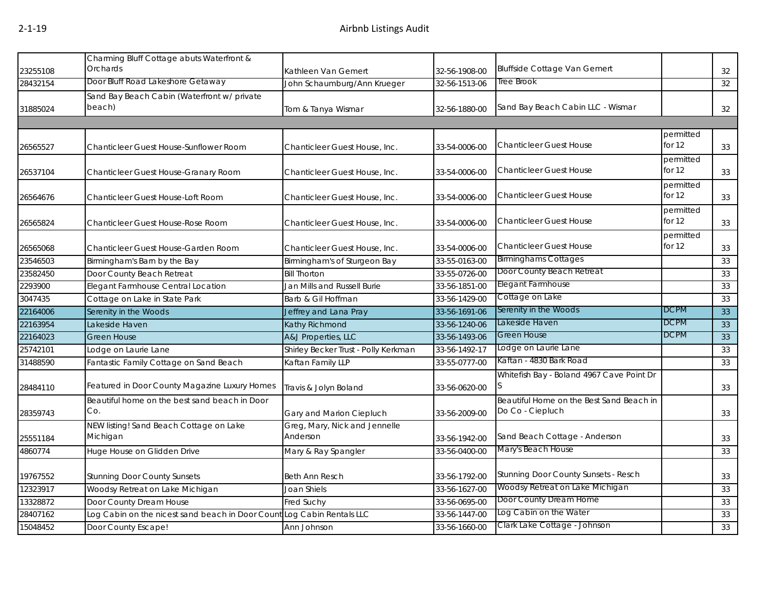| | | | | | | |
|---|---|---|---|---|---|---|
| 23255108 | Charming Bluff Cottage abuts Waterfront & Orchards | Kathleen Van Gemert | 32-56-1908-00 | Bluffside Cottage Van Gemert | | 32 |
| 28432154 | Door Bluff Road Lakeshore Getaway | John Schaumburg/Ann Krueger | 32-56-1513-06 | Tree Brook | | 32 |
| 31885024 | Sand Bay Beach Cabin (Waterfront w/ private beach) | Tom & Tanya Wismar | 32-56-1880-00 | Sand Bay Beach Cabin LLC - Wismar | | 32 |
| | | | | | | |
| 26565527 | Chanticleer Guest House-Sunflower Room | Chanticleer Guest House, Inc. | 33-54-0006-00 | Chanticleer Guest House | permitted for 12 | 33 |
| 26537104 | Chanticleer Guest House-Granary Room | Chanticleer Guest House, Inc. | 33-54-0006-00 | Chanticleer Guest House | permitted for 12 | 33 |
| 26564676 | Chanticleer Guest House-Loft Room | Chanticleer Guest House, Inc. | 33-54-0006-00 | Chanticleer Guest House | permitted for 12 | 33 |
| 26565824 | Chanticleer Guest House-Rose Room | Chanticleer Guest House, Inc. | 33-54-0006-00 | Chanticleer Guest House | permitted for 12 | 33 |
| 26565068 | Chanticleer Guest House-Garden Room | Chanticleer Guest House, Inc. | 33-54-0006-00 | Chanticleer Guest House | permitted for 12 | 33 |
| 23546503 | Birmingham's Barn by the Bay | Birmingham's of Sturgeon Bay | 33-55-0163-00 | Birminghams Cottages | | 33 |
| 23582450 | Door County Beach Retreat | Bill Thorton | 33-55-0726-00 | Door County Beach Retreat | | 33 |
| 2293900 | Elegant Farmhouse Central Location | Jan Mills and Russell Burie | 33-56-1851-00 | Elegant Farmhouse | | 33 |
| 3047435 | Cottage on Lake in State Park | Barb & Gil Hoffman | 33-56-1429-00 | Cottage on Lake | | 33 |
| 22164006 | Serenity in the Woods | Jeffrey and Lana Pray | 33-56-1691-06 | Serenity in the Woods | DCPM | 33 |
| 22163954 | Lakeside Haven | Kathy Richmond | 33-56-1240-06 | Lakeside Haven | DCPM | 33 |
| 22164023 | Green House | A&J Properties, LLC | 33-56-1493-06 | Green House | DCPM | 33 |
| 25742101 | Lodge on Laurie Lane | Shirley Becker Trust - Polly Kerkman | 33-56-1492-17 | Lodge on Laurie Lane | | 33 |
| 31488590 | Fantastic Family Cottage on Sand Beach | Kaftan Family LLP | 33-55-0777-00 | Kaftan - 4830 Bark Road | | 33 |
| 28484110 | Featured in Door County Magazine Luxury Homes | Travis & Jolyn Boland | 33-56-0620-00 | Whitefish Bay - Boland 4967 Cave Point Dr S | | 33 |
| 28359743 | Beautiful home on the best sand beach in Door Co. | Gary and Marion Ciepluch | 33-56-2009-00 | Beautiful Home on the Best Sand Beach in Do Co - Ciepluch | | 33 |
| 25551184 | NEW listing! Sand Beach Cottage on Lake Michigan | Greg, Mary, Nick and Jennelle Anderson | 33-56-1942-00 | Sand Beach Cottage - Anderson | | 33 |
| 4860774 | Huge House on Glidden Drive | Mary & Ray Spangler | 33-56-0400-00 | Mary's Beach House | | 33 |
| 19767552 | Stunning Door County Sunsets | Beth Ann Resch | 33-56-1792-00 | Stunning Door County Sunsets - Resch | | 33 |
| 12323917 | Woodsy Retreat on Lake Michigan | Joan Shiels | 33-56-1627-00 | Woodsy Retreat on Lake Michigan | | 33 |
| 13328872 | Door County Dream House | Fred Suchy | 33-56-0695-00 | Door County Dream Home | | 33 |
| 28407162 | Log Cabin on the nicest sand beach in Door Count | Log Cabin Rentals LLC | 33-56-1447-00 | Log Cabin on the Water | | 33 |
| 15048452 | Door County Escape! | Ann Johnson | 33-56-1660-00 | Clark Lake Cottage - Johnson | | 33 |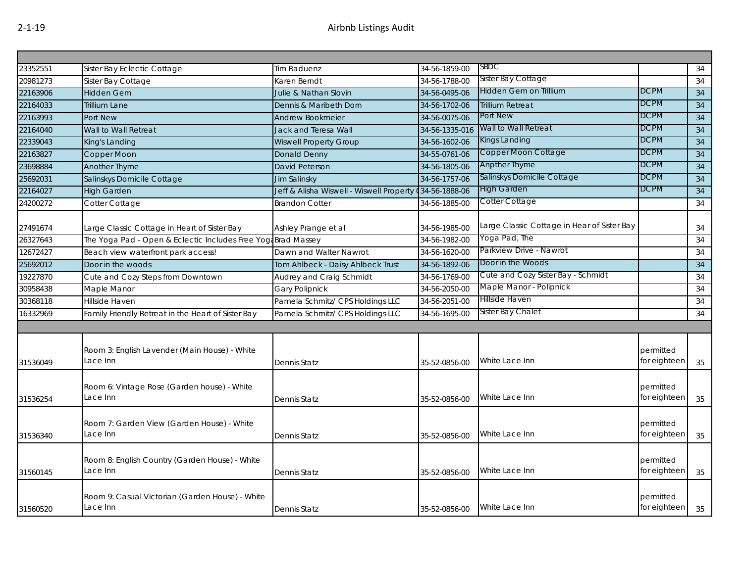| | | | | | | |
|---|---|---|---|---|---|---|
| 23352551 | Sister Bay Eclectic Cottage | Tim Raduenz | 34-56-1859-00 | SBDC | | 34 |
| 20981273 | Sister Bay Cottage | Karen Berndt | 34-56-1788-00 | Sister Bay Cottage | | 34 |
| 22163906 | Hidden Gem | Julie & Nathan Slovin | 34-56-0495-06 | Hidden Gem on Trillium | DCPM | 34 |
| 22164033 | Trillium Lane | Dennis & Maribeth Dorn | 34-56-1702-06 | Trillium Retreat | DCPM | 34 |
| 22163993 | Port New | Andrew Bookmeier | 34-56-0075-06 | Port New | DCPM | 34 |
| 22164040 | Wall to Wall Retreat | Jack and Teresa Wall | 34-56-1335-016 | Wall to Wall Retreat | DCPM | 34 |
| 22339043 | King's Landing | Wiswell Property Group | 34-56-1602-06 | Kings Landing | DCPM | 34 |
| 22163827 | Copper Moon | Donald Denny | 34-55-0761-06 | Copper Moon Cottage | DCPM | 34 |
| 23698884 | Another Thyme | David Peterson | 34-56-1805-06 | Anpther Thyme | DCPM | 34 |
| 25692031 | Salinskys Domicile Cottage | Jim Salinsky | 34-56-1757-06 | Salinskys Domicile Cottage | DCPM | 34 |
| 22164027 | High Garden | Jeff & Alisha Wiswell - Wiswell Property ( | 34-56-1888-06 | High Garden | DCPM | 34 |
| 24200272 | Cotter Cottage | Brandon Cotter | 34-56-1885-00 | Cotter Cottage | | 34 |
| 27491674 | Large Classic Cottage in Heart of Sister Bay | Ashley Prange et al | 34-56-1985-00 | Large Classic Cottage in Hear of Sister Bay | | 34 |
| 26327643 | The Yoga Pad - Open & Eclectic Includes Free Yoga | Brad Massey | 34-56-1982-00 | Yoga Pad, The | | 34 |
| 12672427 | Beach view waterfront park access! | Dawn and Walter Nawrot | 34-56-1620-00 | Parkview Drive - Nawrot | | 34 |
| 25692012 | Door in the woods | Tom Ahlbeck - Daisy Ahlbeck Trust | 34-56-1892-06 | Door in the Woods | | 34 |
| 19227870 | Cute and Cozy Steps from Downtown | Audrey and Craig Schmidt | 34-56-1769-00 | Cute and Cozy Sister Bay - Schmidt | | 34 |
| 30958438 | Maple Manor | Gary Polipnick | 34-56-2050-00 | Maple Manor - Polipnick | | 34 |
| 30368118 | Hillside Haven | Pamela Schmitz/ CPS Holdings LLC | 34-56-2051-00 | Hillside Haven | | 34 |
| 16332969 | Family Friendly Retreat in the Heart of Sister Bay | Pamela Schmitz/ CPS Holdings LLC | 34-56-1695-00 | Sister Bay Chalet | | 34 |
| | | | | | | |
| 31536049 | Room 3: English Lavender (Main House) - White Lace Inn | Dennis Statz | 35-52-0856-00 | White Lace Inn | permitted for eighteen | 35 |
| 31536254 | Room 6: Vintage Rose (Garden house) - White Lace Inn | Dennis Statz | 35-52-0856-00 | White Lace Inn | permitted for eighteen | 35 |
| 31536340 | Room 7: Garden View (Garden House) - White Lace Inn | Dennis Statz | 35-52-0856-00 | White Lace Inn | permitted for eighteen | 35 |
| 31560145 | Room 8: English Country (Garden House) - White Lace Inn | Dennis Statz | 35-52-0856-00 | White Lace Inn | permitted for eighteen | 35 |
| 31560520 | Room 9: Casual Victorian (Garden House) - White Lace Inn | Dennis Statz | 35-52-0856-00 | White Lace Inn | permitted for eighteen | 35 |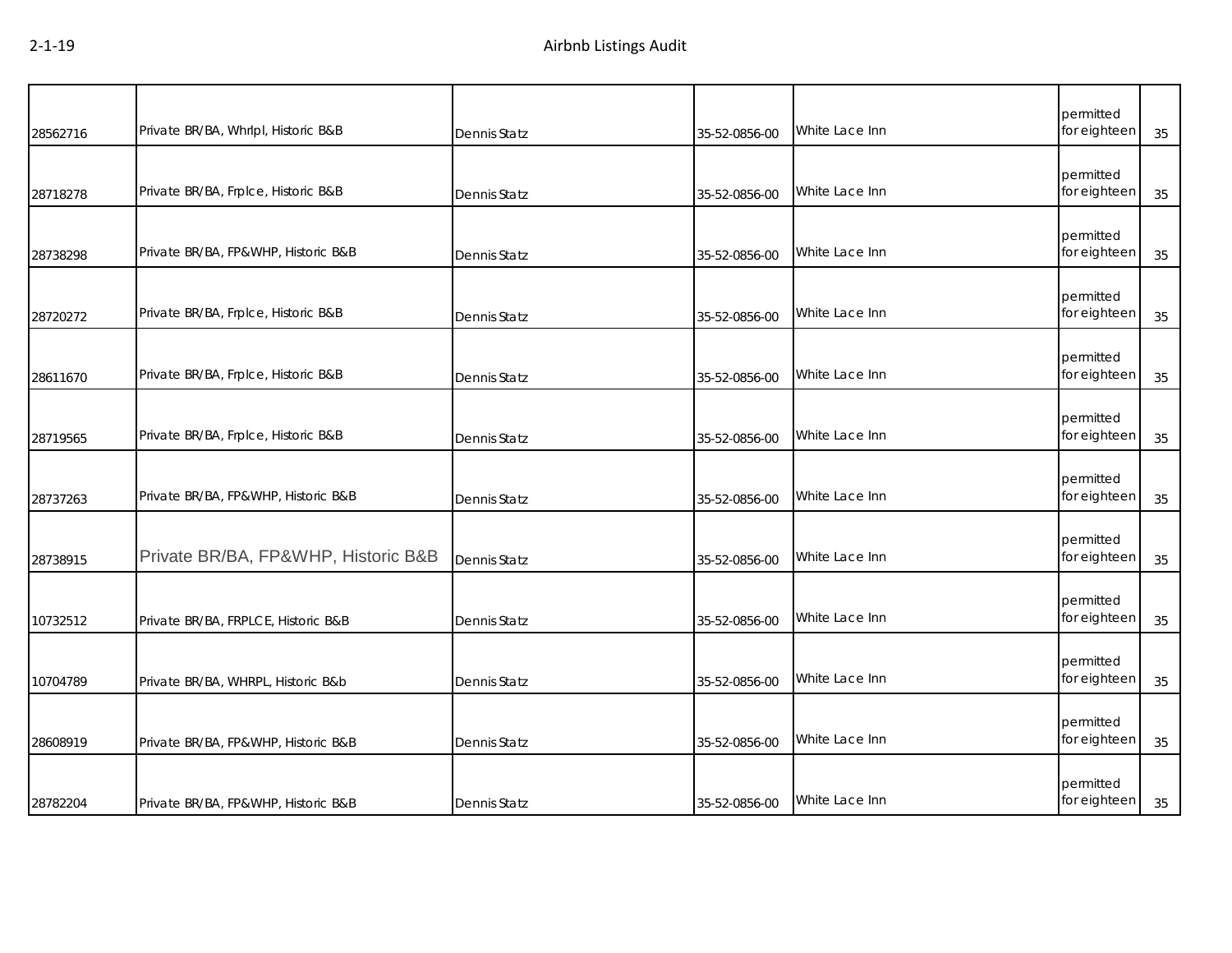| | | | | | | |
|---|---|---|---|---|---|---|
| 28562716 | Private BR/BA, Whrlpl, Historic B&B | Dennis Statz | 35-52-0856-00 | White Lace Inn | permitted for eighteen | 35 |
| 28718278 | Private BR/BA, Frplce, Historic B&B | Dennis Statz | 35-52-0856-00 | White Lace Inn | permitted for eighteen | 35 |
| 28738298 | Private BR/BA, FP&WHP, Historic B&B | Dennis Statz | 35-52-0856-00 | White Lace Inn | permitted for eighteen | 35 |
| 28720272 | Private BR/BA, Frplce, Historic B&B | Dennis Statz | 35-52-0856-00 | White Lace Inn | permitted for eighteen | 35 |
| 28611670 | Private BR/BA, Frplce, Historic B&B | Dennis Statz | 35-52-0856-00 | White Lace Inn | permitted for eighteen | 35 |
| 28719565 | Private BR/BA, Frplce, Historic B&B | Dennis Statz | 35-52-0856-00 | White Lace Inn | permitted for eighteen | 35 |
| 28737263 | Private BR/BA, FP&WHP, Historic B&B | Dennis Statz | 35-52-0856-00 | White Lace Inn | permitted for eighteen | 35 |
| 28738915 | Private BR/BA, FP&WHP, Historic B&B | Dennis Statz | 35-52-0856-00 | White Lace Inn | permitted for eighteen | 35 |
| 10732512 | Private BR/BA, FRPLCE, Historic B&B | Dennis Statz | 35-52-0856-00 | White Lace Inn | permitted for eighteen | 35 |
| 10704789 | Private BR/BA, WHRPL, Historic B&b | Dennis Statz | 35-52-0856-00 | White Lace Inn | permitted for eighteen | 35 |
| 28608919 | Private BR/BA, FP&WHP, Historic B&B | Dennis Statz | 35-52-0856-00 | White Lace Inn | permitted for eighteen | 35 |
| 28782204 | Private BR/BA, FP&WHP, Historic B&B | Dennis Statz | 35-52-0856-00 | White Lace Inn | permitted for eighteen | 35 |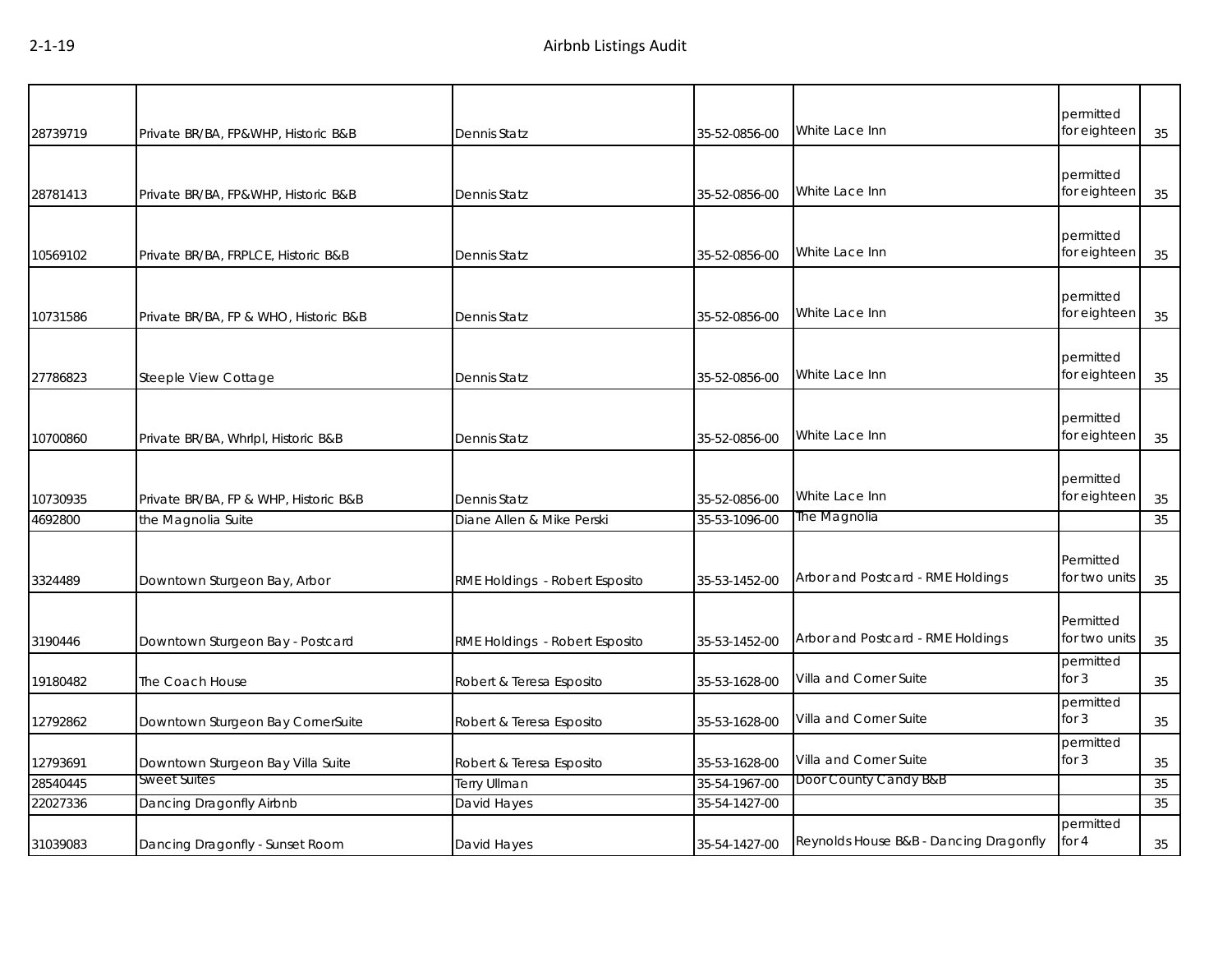| | | | | | | |
|---|---|---|---|---|---|---|
| 28739719 | Private BR/BA, FP&WHP, Historic B&B | Dennis Statz | 35-52-0856-00 | White Lace Inn | permitted for eighteen | 35 |
| 28781413 | Private BR/BA, FP&WHP, Historic B&B | Dennis Statz | 35-52-0856-00 | White Lace Inn | permitted for eighteen | 35 |
| 10569102 | Private BR/BA, FRPLCE, Historic B&B | Dennis Statz | 35-52-0856-00 | White Lace Inn | permitted for eighteen | 35 |
| 10731586 | Private BR/BA, FP & WHO, Historic B&B | Dennis Statz | 35-52-0856-00 | White Lace Inn | permitted for eighteen | 35 |
| 27786823 | Steeple View Cottage | Dennis Statz | 35-52-0856-00 | White Lace Inn | permitted for eighteen | 35 |
| 10700860 | Private BR/BA, Whrlpl, Historic B&B | Dennis Statz | 35-52-0856-00 | White Lace Inn | permitted for eighteen | 35 |
| 10730935 | Private BR/BA, FP & WHP, Historic B&B | Dennis Statz | 35-52-0856-00 | White Lace Inn | permitted for eighteen | 35 |
| 4692800 | the Magnolia Suite | Diane Allen & Mike Perski | 35-53-1096-00 | The Magnolia | | 35 |
| 3324489 | Downtown Sturgeon Bay, Arbor | RME Holdings - Robert Esposito | 35-53-1452-00 | Arbor and Postcard - RME Holdings | Permitted for two units | 35 |
| 3190446 | Downtown Sturgeon Bay - Postcard | RME Holdings - Robert Esposito | 35-53-1452-00 | Arbor and Postcard - RME Holdings | Permitted for two units | 35 |
| 19180482 | The Coach House | Robert & Teresa Esposito | 35-53-1628-00 | Villa and Corner Suite | permitted for 3 | 35 |
| 12792862 | Downtown Sturgeon Bay CornerSuite | Robert & Teresa Esposito | 35-53-1628-00 | Villa and Corner Suite | permitted for 3 | 35 |
| 12793691 | Downtown Sturgeon Bay Villa Suite | Robert & Teresa Esposito | 35-53-1628-00 | Villa and Corner Suite | permitted for 3 | 35 |
| 28540445 | Sweet Suites | Terry Ullman | 35-54-1967-00 | Door County Candy B&B | | 35 |
| 22027336 | Dancing Dragonfly Airbnb | David Hayes | 35-54-1427-00 | | | 35 |
| 31039083 | Dancing Dragonfly - Sunset Room | David Hayes | 35-54-1427-00 | Reynolds House B&B - Dancing Dragonfly | permitted for 4 | 35 |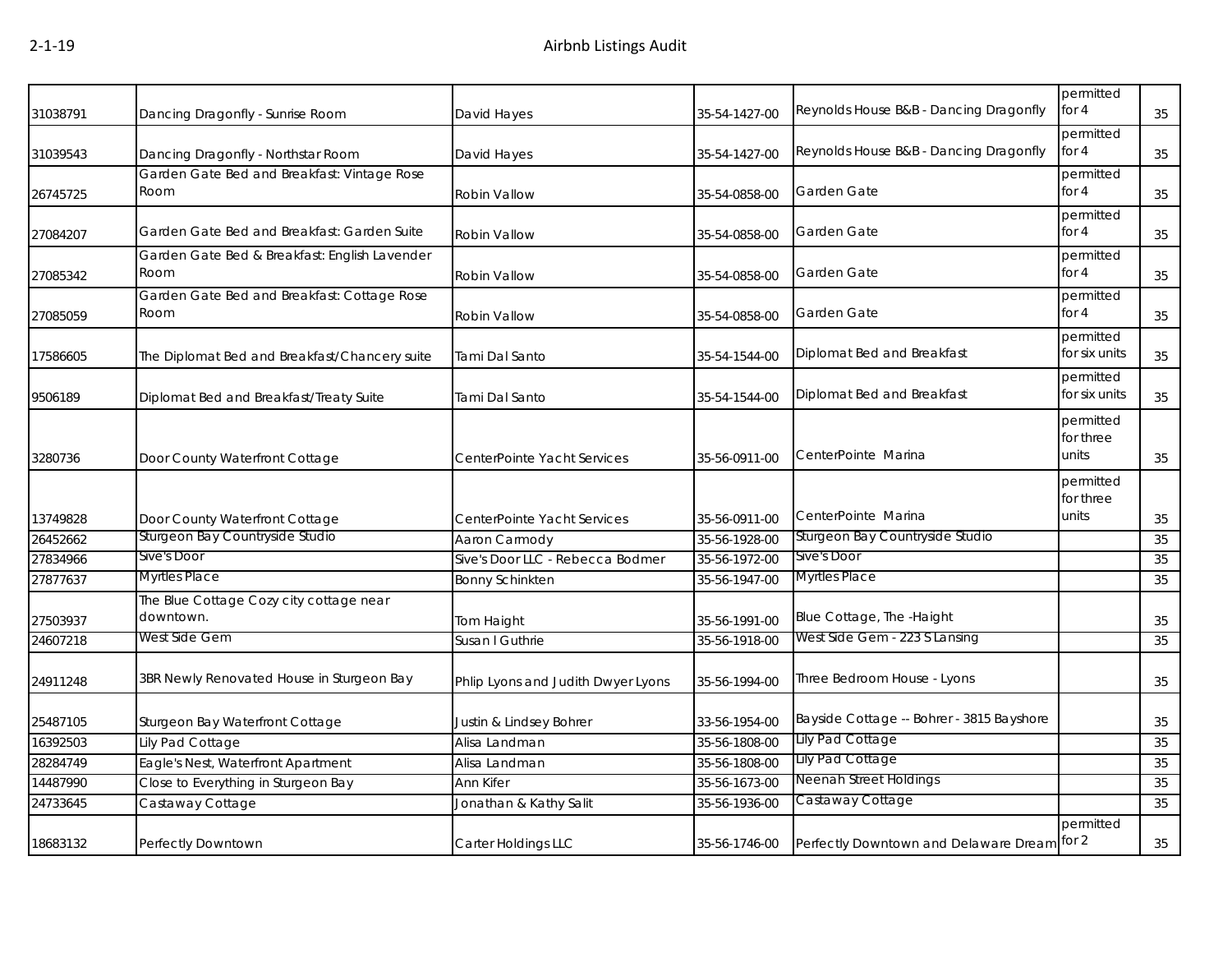| | | | | | | |
|---|---|---|---|---|---|---|
| 31038791 | Dancing Dragonfly - Sunrise Room | David Hayes | 35-54-1427-00 | Reynolds House B&B - Dancing Dragonfly | permitted for 4 | 35 |
| 31039543 | Dancing Dragonfly - Northstar Room | David Hayes | 35-54-1427-00 | Reynolds House B&B - Dancing Dragonfly | permitted for 4 | 35 |
| 26745725 | Garden Gate Bed and Breakfast: Vintage Rose Room | Robin Vallow | 35-54-0858-00 | Garden Gate | permitted for 4 | 35 |
| 27084207 | Garden Gate Bed and Breakfast: Garden Suite | Robin Vallow | 35-54-0858-00 | Garden Gate | permitted for 4 | 35 |
| 27085342 | Garden Gate Bed & Breakfast: English Lavender Room | Robin Vallow | 35-54-0858-00 | Garden Gate | permitted for 4 | 35 |
| 27085059 | Garden Gate Bed and Breakfast: Cottage Rose Room | Robin Vallow | 35-54-0858-00 | Garden Gate | permitted for 4 | 35 |
| 17586605 | The Diplomat Bed and Breakfast/Chancery suite | Tami Dal Santo | 35-54-1544-00 | Diplomat Bed and Breakfast | permitted for six units | 35 |
| 9506189 | Diplomat Bed and Breakfast/Treaty Suite | Tami Dal Santo | 35-54-1544-00 | Diplomat Bed and Breakfast | permitted for six units | 35 |
| 3280736 | Door County Waterfront Cottage | CenterPointe Yacht Services | 35-56-0911-00 | CenterPointe Marina | permitted for three units | 35 |
| 13749828 | Door County Waterfront Cottage | CenterPointe Yacht Services | 35-56-0911-00 | CenterPointe Marina | permitted for three units | 35 |
| 26452662 | Sturgeon Bay Countryside Studio | Aaron Carmody | 35-56-1928-00 | Sturgeon Bay Countryside Studio | | 35 |
| 27834966 | Sive's Door | Sive's Door LLC - Rebecca Bodmer | 35-56-1972-00 | Sive's Door | | 35 |
| 27877637 | Myrtles Place | Bonny Schinkten | 35-56-1947-00 | Myrtles Place | | 35 |
| 27503937 | The Blue Cottage Cozy city cottage near downtown. | Tom Haight | 35-56-1991-00 | Blue Cottage, The -Haight | | 35 |
| 24607218 | West Side Gem | Susan I Guthrie | 35-56-1918-00 | West Side Gem - 223 S Lansing | | 35 |
| 24911248 | 3BR Newly Renovated House in Sturgeon Bay | Phlip Lyons and Judith Dwyer Lyons | 35-56-1994-00 | Three Bedroom House - Lyons | | 35 |
| 25487105 | Sturgeon Bay Waterfront Cottage | Justin & Lindsey Bohrer | 33-56-1954-00 | Bayside Cottage -- Bohrer - 3815 Bayshore | | 35 |
| 16392503 | Lily Pad Cottage | Alisa Landman | 35-56-1808-00 | Lily Pad Cottage | | 35 |
| 28284749 | Eagle's Nest, Waterfront Apartment | Alisa Landman | 35-56-1808-00 | Lily Pad Cottage | | 35 |
| 14487990 | Close to Everything in Sturgeon Bay | Ann Kifer | 35-56-1673-00 | Neenah Street Holdings | | 35 |
| 24733645 | Castaway Cottage | Jonathan & Kathy Salit | 35-56-1936-00 | Castaway Cottage | | 35 |
| 18683132 | Perfectly Downtown | Carter Holdings LLC | 35-56-1746-00 | Perfectly Downtown and Delaware Dream | permitted for 2 | 35 |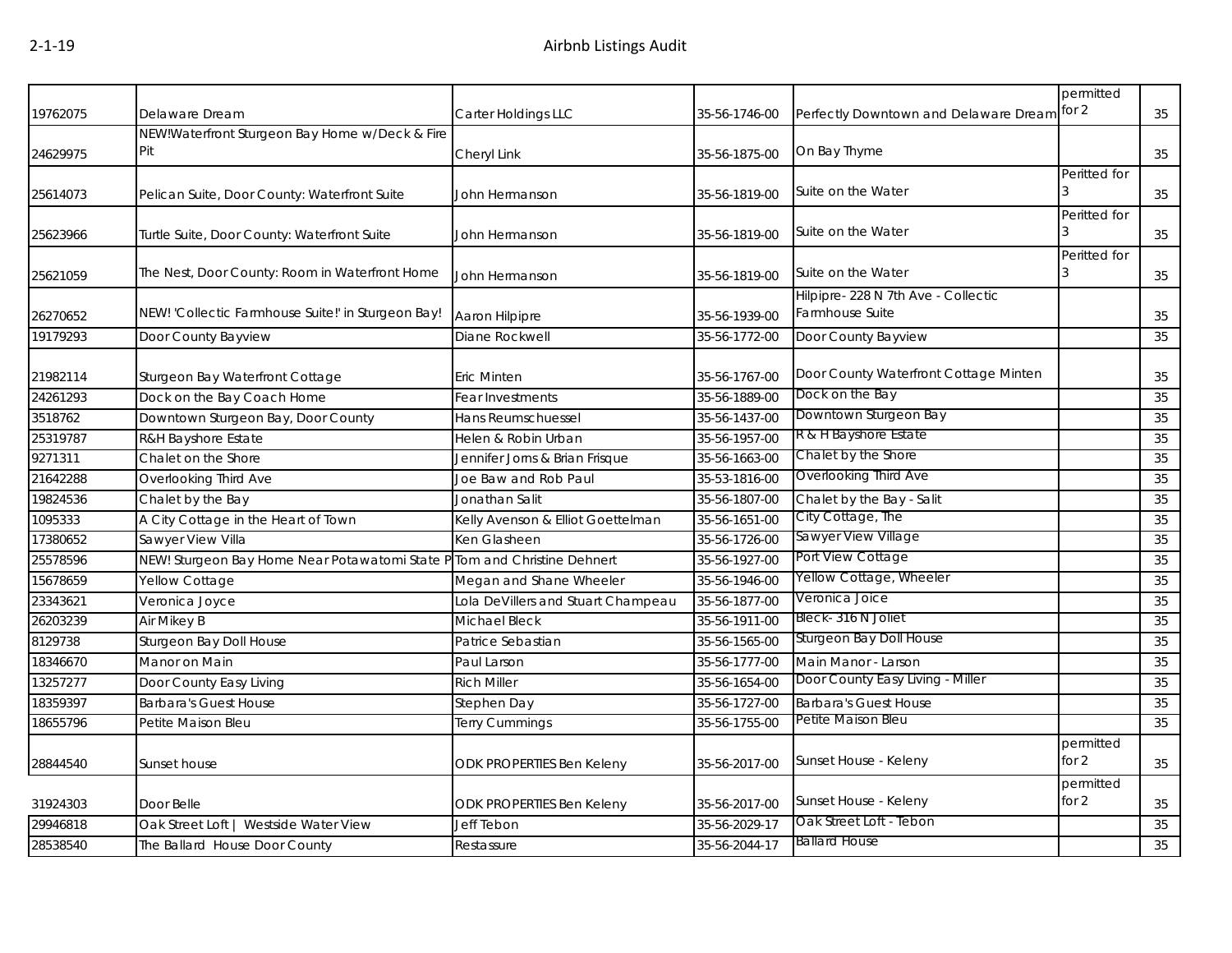| | | | | | | |
|---|---|---|---|---|---|---|
| 19762075 | Delaware Dream | Carter Holdings LLC | 35-56-1746-00 | Perfectly Downtown and Delaware Dream | permitted for 2 | 35 |
| 24629975 | NEW!Waterfront Sturgeon Bay Home w/Deck & Fire Pit | Cheryl Link | 35-56-1875-00 | On Bay Thyme | | 35 |
| 25614073 | Pelican Suite, Door County: Waterfront Suite | John Hermanson | 35-56-1819-00 | Suite on the Water | Peritted for 3 | 35 |
| 25623966 | Turtle Suite, Door County: Waterfront Suite | John Hermanson | 35-56-1819-00 | Suite on the Water | Peritted for 3 | 35 |
| 25621059 | The Nest, Door County: Room in Waterfront Home | John Hermanson | 35-56-1819-00 | Suite on the Water | Peritted for 3 | 35 |
| 26270652 | NEW! 'Collectic Farmhouse Suite!' in Sturgeon Bay! | Aaron Hilpipre | 35-56-1939-00 | Hilpipre- 228 N 7th Ave - Collectic Farmhouse Suite | | 35 |
| 19179293 | Door County Bayview | Diane Rockwell | 35-56-1772-00 | Door County Bayview | | 35 |
| 21982114 | Sturgeon Bay Waterfront Cottage | Eric Minten | 35-56-1767-00 | Door County Waterfront Cottage Minten | | 35 |
| 24261293 | Dock on the Bay Coach Home | Fear Investments | 35-56-1889-00 | Dock on the Bay | | 35 |
| 3518762 | Downtown Sturgeon Bay, Door County | Hans Reumschuessel | 35-56-1437-00 | Downtown Sturgeon Bay | | 35 |
| 25319787 | R&H Bayshore Estate | Helen & Robin Urban | 35-56-1957-00 | R & H Bayshore Estate | | 35 |
| 9271311 | Chalet on the Shore | Jennifer Jorns & Brian Frisque | 35-56-1663-00 | Chalet by the Shore | | 35 |
| 21642288 | Overlooking Third Ave | Joe Baw and Rob Paul | 35-53-1816-00 | Overlooking Third Ave | | 35 |
| 19824536 | Chalet by the Bay | Jonathan Salit | 35-56-1807-00 | Chalet by the Bay - Salit | | 35 |
| 1095333 | A City Cottage in the Heart of Town | Kelly Avenson & Elliot Goettelman | 35-56-1651-00 | City Cottage, The | | 35 |
| 17380652 | Sawyer View Villa | Ken Glasheen | 35-56-1726-00 | Sawyer View Village | | 35 |
| 25578596 | NEW! Sturgeon Bay Home Near Potawatomi State P | Tom and Christine Dehnert | 35-56-1927-00 | Port View Cottage | | 35 |
| 15678659 | Yellow Cottage | Megan and Shane Wheeler | 35-56-1946-00 | Yellow Cottage, Wheeler | | 35 |
| 23343621 | Veronica Joyce | Lola DeVillers and Stuart Champeau | 35-56-1877-00 | Veronica Joice | | 35 |
| 26203239 | Air Mikey B | Michael Bleck | 35-56-1911-00 | Bleck- 316 N Joliet | | 35 |
| 8129738 | Sturgeon Bay Doll House | Patrice Sebastian | 35-56-1565-00 | Sturgeon Bay Doll House | | 35 |
| 18346670 | Manor on Main | Paul Larson | 35-56-1777-00 | Main Manor - Larson | | 35 |
| 13257277 | Door County Easy Living | Rich Miller | 35-56-1654-00 | Door County Easy Living - Miller | | 35 |
| 18359397 | Barbara's Guest House | Stephen Day | 35-56-1727-00 | Barbara's Guest House | | 35 |
| 18655796 | Petite Maison Bleu | Terry Cummings | 35-56-1755-00 | Petite Maison Bleu | | 35 |
| 28844540 | Sunset house | ODK PROPERTIES Ben Keleny | 35-56-2017-00 | Sunset House - Keleny | permitted for 2 | 35 |
| 31924303 | Door Belle | ODK PROPERTIES Ben Keleny | 35-56-2017-00 | Sunset House - Keleny | permitted for 2 | 35 |
| 29946818 | Oak Street Loft \| Westside Water View | Jeff Tebon | 35-56-2029-17 | Oak Street Loft - Tebon | | 35 |
| 28538540 | The Ballard House Door County | Restassure | 35-56-2044-17 | Ballard House | | 35 |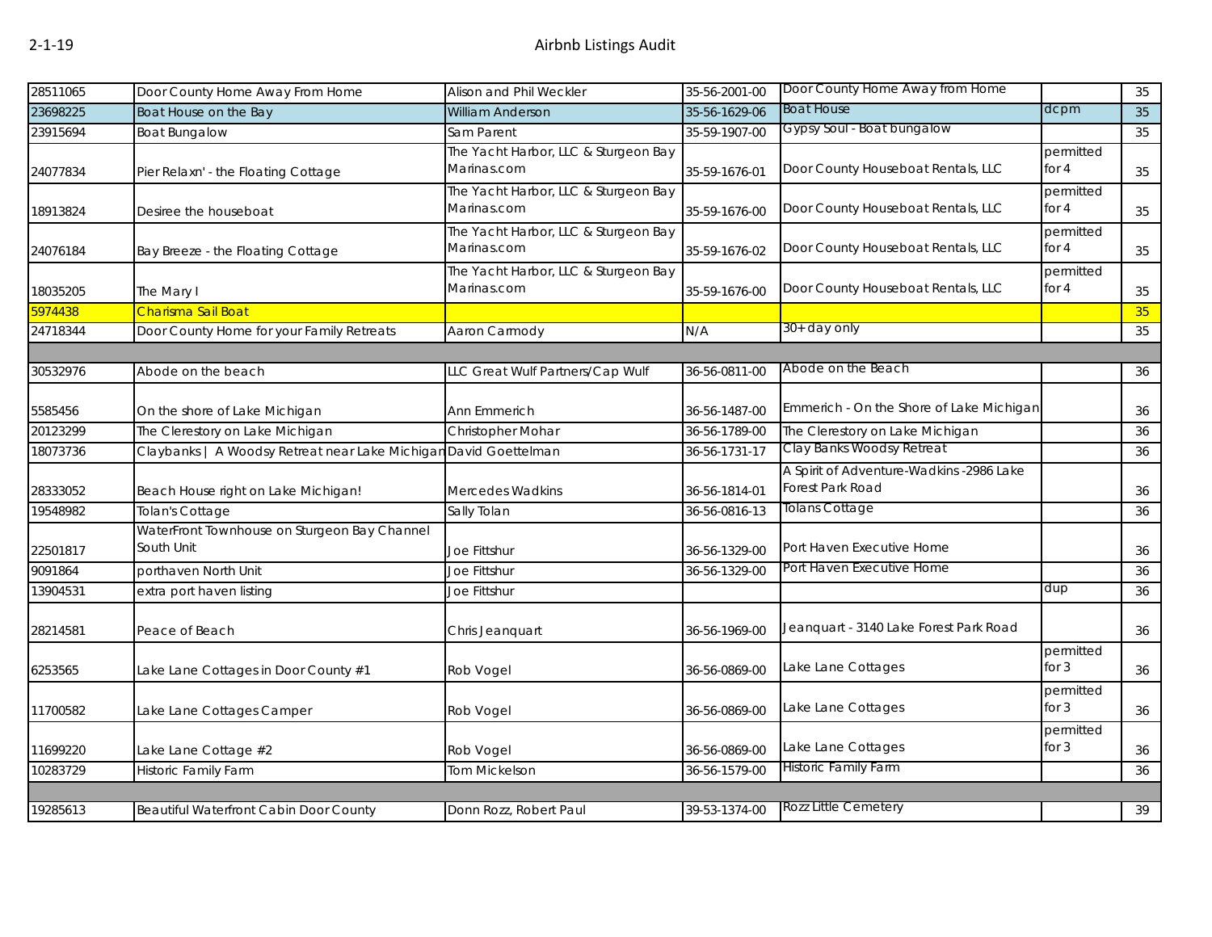| | | | | | | |
|---|---|---|---|---|---|---|
| 28511065 | Door County Home Away From Home | Alison and Phil Weckler | 35-56-2001-00 | Door County Home Away from Home | | 35 |
| 23698225 | Boat House on the Bay | William Anderson | 35-56-1629-06 | Boat House | dcpm | 35 |
| 23915694 | Boat Bungalow | Sam Parent | 35-59-1907-00 | Gypsy Soul - Boat bungalow | | 35 |
| 24077834 | Pier Relaxn' - the Floating Cottage | The Yacht Harbor, LLC & Sturgeon Bay Marinas.com | 35-59-1676-01 | Door County Houseboat Rentals, LLC | permitted for 4 | 35 |
| 18913824 | Desiree the houseboat | The Yacht Harbor, LLC & Sturgeon Bay Marinas.com | 35-59-1676-00 | Door County Houseboat Rentals, LLC | permitted for 4 | 35 |
| 24076184 | Bay Breeze - the Floating Cottage | The Yacht Harbor, LLC & Sturgeon Bay Marinas.com | 35-59-1676-02 | Door County Houseboat Rentals, LLC | permitted for 4 | 35 |
| 18035205 | The Mary I | The Yacht Harbor, LLC & Sturgeon Bay Marinas.com | 35-59-1676-00 | Door County Houseboat Rentals, LLC | permitted for 4 | 35 |
| 5974438 | Charisma Sail Boat | | | | | 35 |
| 24718344 | Door County Home for your Family Retreats | Aaron Carmody | N/A | 30+ day only | | 35 |
| | | | | | | |
| 30532976 | Abode on the beach | LLC Great Wulf Partners/Cap Wulf | 36-56-0811-00 | Abode on the Beach | | 36 |
| 5585456 | On the shore of Lake Michigan | Ann Emmerich | 36-56-1487-00 | Emmerich - On the Shore of Lake Michigan | | 36 |
| 20123299 | The Clerestory on Lake Michigan | Christopher Mohar | 36-56-1789-00 | The Clerestory on Lake Michigan | | 36 |
| 18073736 | Claybanks \| A Woodsy Retreat near Lake Michigan | David Goettelman | 36-56-1731-17 | Clay Banks Woodsy Retreat | | 36 |
| 28333052 | Beach House right on Lake Michigan! | Mercedes Wadkins | 36-56-1814-01 | A Spirit of Adventure-Wadkins -2986 Lake Forest Park Road | | 36 |
| 19548982 | Tolan's Cottage | Sally Tolan | 36-56-0816-13 | Tolans Cottage | | 36 |
| 22501817 | WaterFront Townhouse on Sturgeon Bay Channel South Unit | Joe Fittshur | 36-56-1329-00 | Port Haven Executive Home | | 36 |
| 9091864 | porthaven North Unit | Joe Fittshur | 36-56-1329-00 | Port Haven Executive Home | | 36 |
| 13904531 | extra port haven listing | Joe Fittshur | | | dup | 36 |
| 28214581 | Peace of Beach | Chris Jeanquart | 36-56-1969-00 | Jeanquart - 3140 Lake Forest Park Road | | 36 |
| 6253565 | Lake Lane Cottages in Door County #1 | Rob Vogel | 36-56-0869-00 | Lake Lane Cottages | permitted for 3 | 36 |
| 11700582 | Lake Lane Cottages Camper | Rob Vogel | 36-56-0869-00 | Lake Lane Cottages | permitted for 3 | 36 |
| 11699220 | Lake Lane Cottage #2 | Rob Vogel | 36-56-0869-00 | Lake Lane Cottages | permitted for 3 | 36 |
| 10283729 | Historic Family Farm | Tom Mickelson | 36-56-1579-00 | Historic Family Farm | | 36 |
| | | | | | | |
| 19285613 | Beautiful Waterfront Cabin Door County | Donn Rozz, Robert Paul | 39-53-1374-00 | Rozz Little Cemetery | | 39 |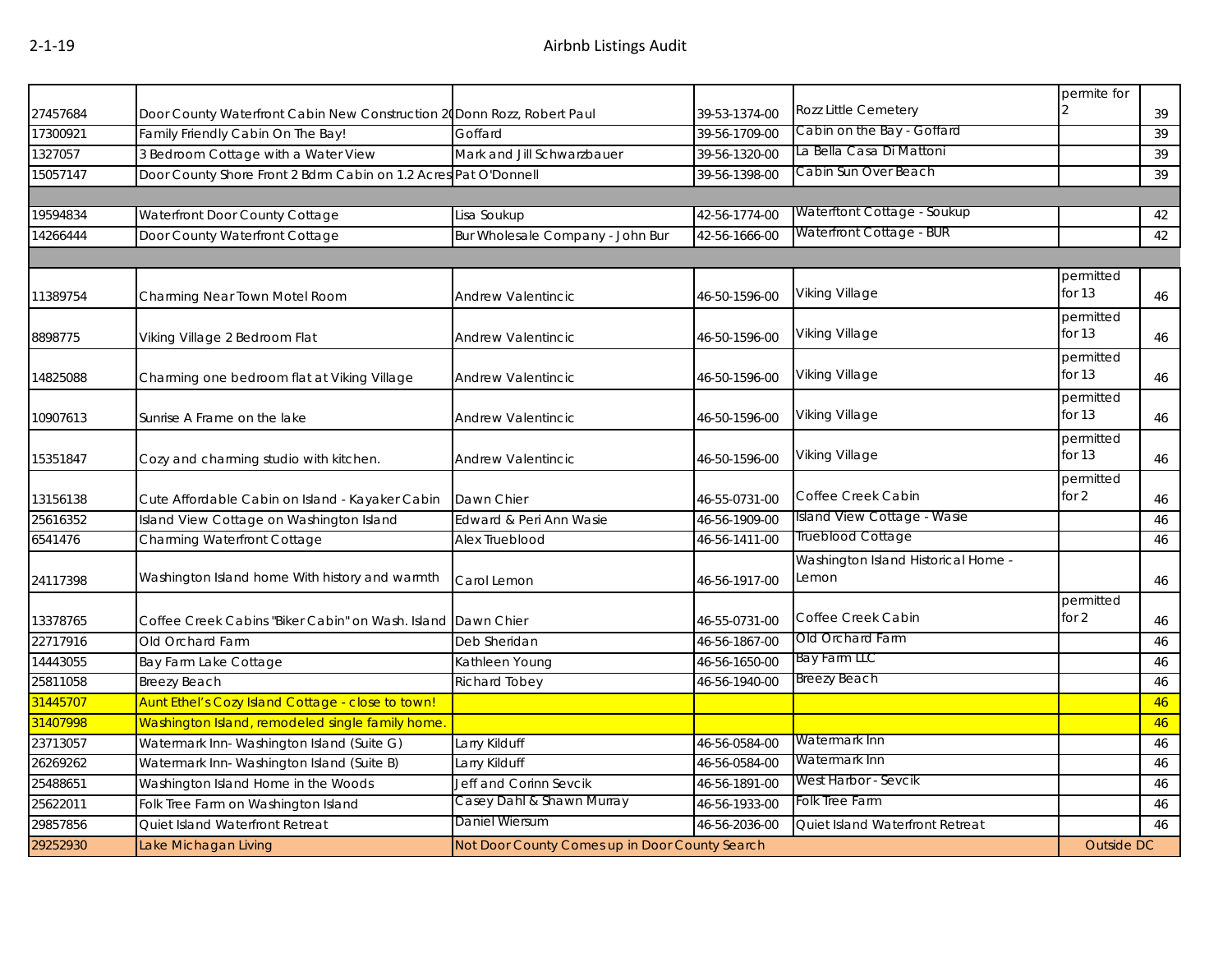# Airbnb Listings Audit

2-1-19

| | | | | | | |
|---|---|---|---|---|---|---|
| 27457684 | Door County Waterfront Cabin New Construction 20 | Donn Rozz, Robert Paul | 39-53-1374-00 | Rozz Little Cemetery | permite for 2 | 39 |
| 17300921 | Family Friendly Cabin On The Bay! | Goffard | 39-56-1709-00 | Cabin on the Bay - Goffard | | 39 |
| 1327057 | 3 Bedroom Cottage with a Water View | Mark and Jill Schwarzbauer | 39-56-1320-00 | La Bella Casa Di Mattoni | | 39 |
| 15057147 | Door County Shore Front 2 Bdrm Cabin on 1.2 Acres | Pat O'Donnell | 39-56-1398-00 | Cabin Sun Over Beach | | 39 |
| | | | | | | |
| 19594834 | Waterfront Door County Cottage | Lisa Soukup | 42-56-1774-00 | Waterftont Cottage - Soukup | | 42 |
| 14266444 | Door County Waterfront Cottage | Bur Wholesale Company - John Bur | 42-56-1666-00 | Waterfront Cottage - BUR | | 42 |
| | | | | | | |
| 11389754 | Charming Near Town Motel Room | Andrew Valentincic | 46-50-1596-00 | Viking Village | permitted for 13 | 46 |
| 8898775 | Viking Village 2 Bedroom Flat | Andrew Valentincic | 46-50-1596-00 | Viking Village | permitted for 13 | 46 |
| 14825088 | Charming one bedroom flat at Viking Village | Andrew Valentincic | 46-50-1596-00 | Viking Village | permitted for 13 | 46 |
| 10907613 | Sunrise A Frame on the lake | Andrew Valentincic | 46-50-1596-00 | Viking Village | permitted for 13 | 46 |
| 15351847 | Cozy and charming studio with kitchen. | Andrew Valentincic | 46-50-1596-00 | Viking Village | permitted for 13 | 46 |
| 13156138 | Cute Affordable Cabin on Island - Kayaker Cabin | Dawn Chier | 46-55-0731-00 | Coffee Creek Cabin | permitted for 2 | 46 |
| 25616352 | Island View Cottage on Washington Island | Edward & Peri Ann Wasie | 46-56-1909-00 | Island View Cottage - Wasie | | 46 |
| 6541476 | Charming Waterfront Cottage | Alex Trueblood | 46-56-1411-00 | Trueblood Cottage | | 46 |
| 24117398 | Washington Island home With history and warmth | Carol Lemon | 46-56-1917-00 | Washington Island Historical Home - Lemon | | 46 |
| 13378765 | Coffee Creek Cabins "Biker Cabin" on Wash. Island | Dawn Chier | 46-55-0731-00 | Coffee Creek Cabin | permitted for 2 | 46 |
| 22717916 | Old Orchard Farm | Deb Sheridan | 46-56-1867-00 | Old Orchard Farm | | 46 |
| 14443055 | Bay Farm Lake Cottage | Kathleen Young | 46-56-1650-00 | Bay Farm LLC | | 46 |
| 25811058 | Breezy Beach | Richard Tobey | 46-56-1940-00 | Breezy Beach | | 46 |
| 31445707 | Aunt Ethel's Cozy Island Cottage - close to town! | | | | | 46 |
| 31407998 | Washington Island, remodeled single family home. | | | | | 46 |
| 23713057 | Watermark Inn- Washington Island (Suite G) | Larry Kilduff | 46-56-0584-00 | Watermark Inn | | 46 |
| 26269262 | Watermark Inn- Washington Island (Suite B) | Larry Kilduff | 46-56-0584-00 | Watermark Inn | | 46 |
| 25488651 | Washington Island Home in the Woods | Jeff and Corinn Sevcik | 46-56-1891-00 | West Harbor - Sevcik | | 46 |
| 25622011 | Folk Tree Farm on Washington Island | Casey Dahl & Shawn Murray | 46-56-1933-00 | Folk Tree Farm | | 46 |
| 29857856 | Quiet Island Waterfront Retreat | Daniel Wiersum | 46-56-2036-00 | Quiet Island Waterfront Retreat | | 46 |
| 29252930 | Lake Michagan Living | Not Door County Comes up in Door County Search | | | Outside DC | |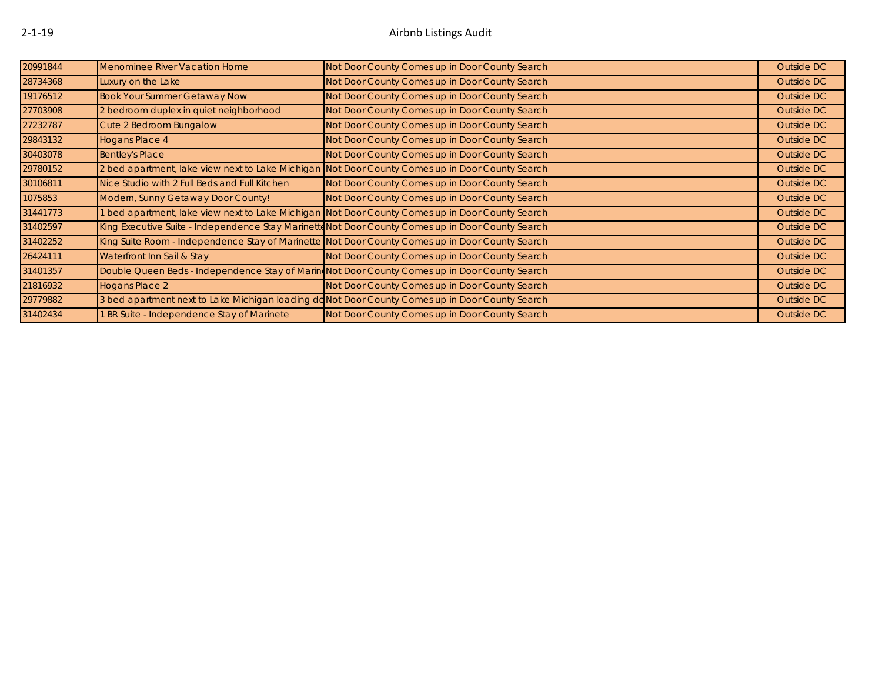| 20991844 | Menominee River Vacation Home | Not Door County Comes up in Door County Search | Outside DC |
|---|---|---|---|
| 28734368 | Luxury on the Lake | Not Door County Comes up in Door County Search | Outside DC |
| 19176512 | Book Your Summer Getaway Now | Not Door County Comes up in Door County Search | Outside DC |
| 27703908 | 2 bedroom duplex in quiet neighborhood | Not Door County Comes up in Door County Search | Outside DC |
| 27232787 | Cute 2 Bedroom Bungalow | Not Door County Comes up in Door County Search | Outside DC |
| 29843132 | Hogans Place 4 | Not Door County Comes up in Door County Search | Outside DC |
| 30403078 | Bentley's Place | Not Door County Comes up in Door County Search | Outside DC |
| 29780152 | 2 bed apartment, lake view next to Lake Michigan | Not Door County Comes up in Door County Search | Outside DC |
| 30106811 | Nice Studio with 2 Full Beds and Full Kitchen | Not Door County Comes up in Door County Search | Outside DC |
| 1075853 | Modern, Sunny Getaway Door County! | Not Door County Comes up in Door County Search | Outside DC |
| 31441773 | 1 bed apartment, lake view next to Lake Michigan | Not Door County Comes up in Door County Search | Outside DC |
| 31402597 | King Executive Suite - Independence Stay Marinette | Not Door County Comes up in Door County Search | Outside DC |
| 31402252 | King Suite Room - Independence Stay of Marinette | Not Door County Comes up in Door County Search | Outside DC |
| 26424111 | Waterfront Inn Sail & Stay | Not Door County Comes up in Door County Search | Outside DC |
| 31401357 | Double Queen Beds - Independence Stay of Marine | Not Door County Comes up in Door County Search | Outside DC |
| 21816932 | Hogans Place 2 | Not Door County Comes up in Door County Search | Outside DC |
| 29779882 | 3 bed apartment next to Lake Michigan loading do | Not Door County Comes up in Door County Search | Outside DC |
| 31402434 | 1 BR Suite - Independence Stay of Marinete | Not Door County Comes up in Door County Search | Outside DC |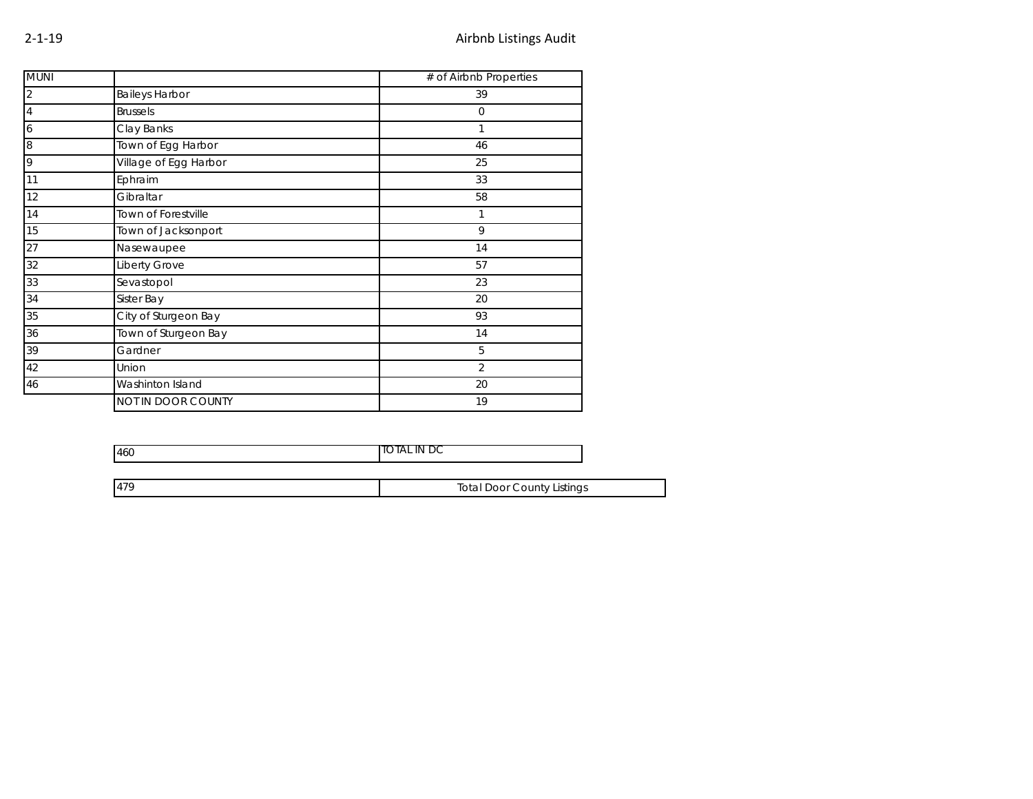2-1-19

# Airbnb Listings Audit

| MUNI | | # of Airbnb Properties |
|---|---|---|
| 2 | Baileys Harbor | 39 |
| 4 | Brussels | 0 |
| 6 | Clay Banks | 1 |
| 8 | Town of Egg Harbor | 46 |
| 9 | Village of Egg Harbor | 25 |
| 11 | Ephraim | 33 |
| 12 | Gibraltar | 58 |
| 14 | Town of Forestville | 1 |
| 15 | Town of Jacksonport | 9 |
| 27 | Nasewaupee | 14 |
| 32 | Liberty Grove | 57 |
| 33 | Sevastopol | 23 |
| 34 | Sister Bay | 20 |
| 35 | City of Sturgeon Bay | 93 |
| 36 | Town of Sturgeon Bay | 14 |
| 39 | Gardner | 5 |
| 42 | Union | 2 |
| 46 | Washinton Island | 20 |
| | NOT IN DOOR COUNTY | 19 |

| | |
|---|---|
| 460 | TOTAL IN DC |

| | |
|---|---|
| 479 | Total Door County Listings |